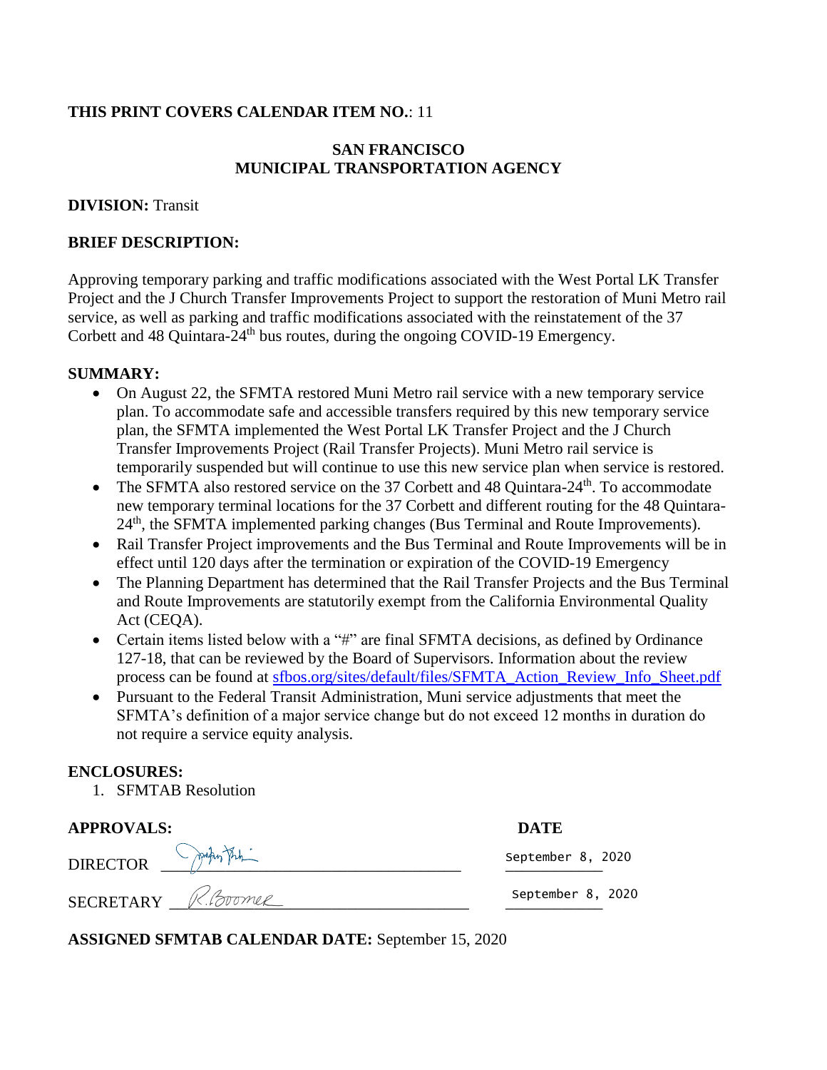**THIS PRINT COVERS CALENDAR ITEM NO.**: 11

**SAN FRANCISCO**
**MUNICIPAL TRANSPORTATION AGENCY**

**DIVISION:** Transit

**BRIEF DESCRIPTION:**

Approving temporary parking and traffic modifications associated with the West Portal LK Transfer Project and the J Church Transfer Improvements Project to support the restoration of Muni Metro rail service, as well as parking and traffic modifications associated with the reinstatement of the 37 Corbett and 48 Quintara-24th bus routes, during the ongoing COVID-19 Emergency.

**SUMMARY:**

- On August 22, the SFMTA restored Muni Metro rail service with a new temporary service plan. To accommodate safe and accessible transfers required by this new temporary service plan, the SFMTA implemented the West Portal LK Transfer Project and the J Church Transfer Improvements Project (Rail Transfer Projects). Muni Metro rail service is temporarily suspended but will continue to use this new service plan when service is restored.
- The SFMTA also restored service on the 37 Corbett and 48 Quintara-24th. To accommodate new temporary terminal locations for the 37 Corbett and different routing for the 48 Quintara-24th, the SFMTA implemented parking changes (Bus Terminal and Route Improvements).
- Rail Transfer Project improvements and the Bus Terminal and Route Improvements will be in effect until 120 days after the termination or expiration of the COVID-19 Emergency
- The Planning Department has determined that the Rail Transfer Projects and the Bus Terminal and Route Improvements are statutorily exempt from the California Environmental Quality Act (CEQA).
- Certain items listed below with a "#" are final SFMTA decisions, as defined by Ordinance 127-18, that can be reviewed by the Board of Supervisors. Information about the review process can be found at sfbos.org/sites/default/files/SFMTA_Action_Review_Info_Sheet.pdf
- Pursuant to the Federal Transit Administration, Muni service adjustments that meet the SFMTA's definition of a major service change but do not exceed 12 months in duration do not require a service equity analysis.

**ENCLOSURES:**

1. SFMTAB Resolution

| **APPROVALS:** | | **DATE** |
|---|---|---|
| DIRECTOR | [signature] | September 8, 2020 |
| SECRETARY | R.Boomer | September 8, 2020 |

**ASSIGNED SFMTAB CALENDAR DATE:** September 15, 2020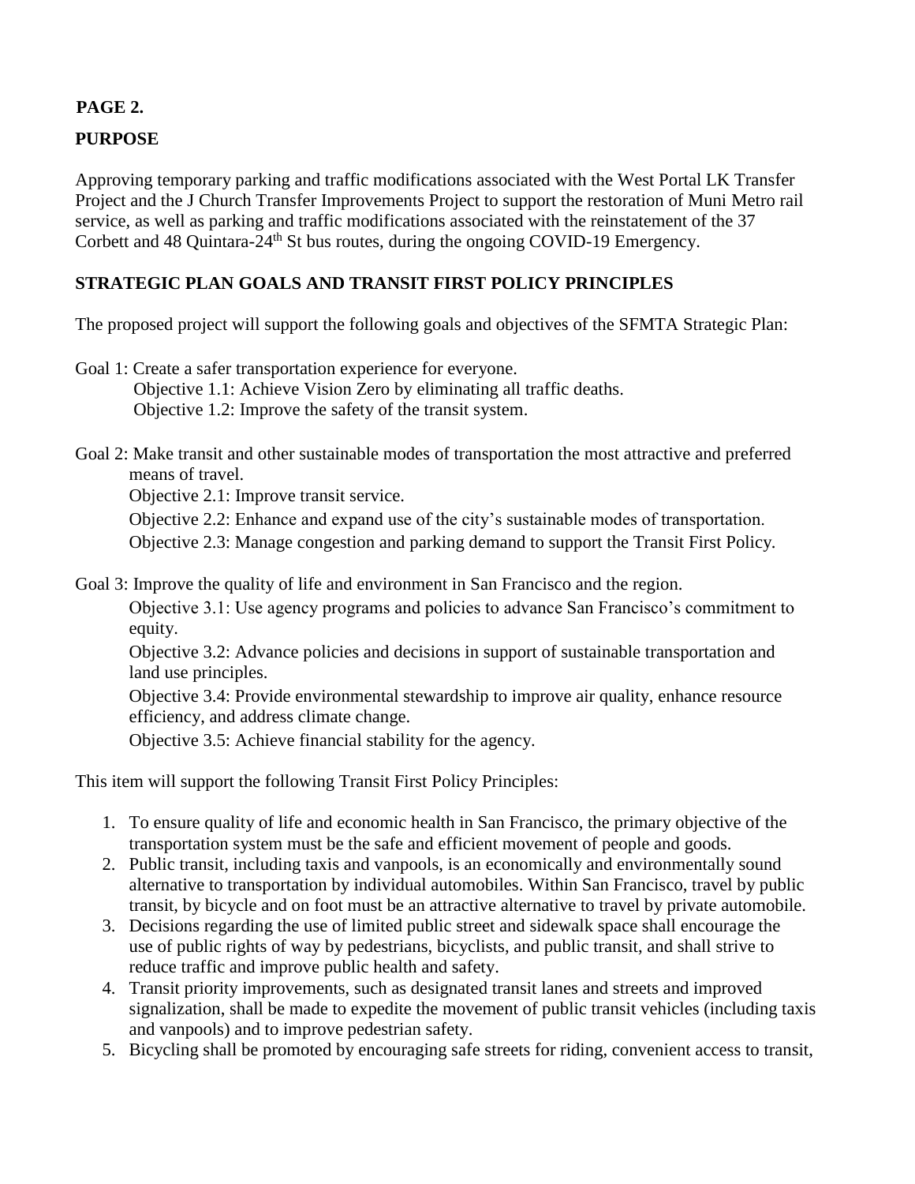**PAGE 2.**

## PURPOSE

Approving temporary parking and traffic modifications associated with the West Portal LK Transfer Project and the J Church Transfer Improvements Project to support the restoration of Muni Metro rail service, as well as parking and traffic modifications associated with the reinstatement of the 37 Corbett and 48 Quintara-24th St bus routes, during the ongoing COVID-19 Emergency.

## STRATEGIC PLAN GOALS AND TRANSIT FIRST POLICY PRINCIPLES

The proposed project will support the following goals and objectives of the SFMTA Strategic Plan:

Goal 1: Create a safer transportation experience for everyone.
- Objective 1.1: Achieve Vision Zero by eliminating all traffic deaths.
- Objective 1.2: Improve the safety of the transit system.

Goal 2: Make transit and other sustainable modes of transportation the most attractive and preferred means of travel.
- Objective 2.1: Improve transit service.
- Objective 2.2: Enhance and expand use of the city's sustainable modes of transportation.
- Objective 2.3: Manage congestion and parking demand to support the Transit First Policy.

Goal 3: Improve the quality of life and environment in San Francisco and the region.
- Objective 3.1: Use agency programs and policies to advance San Francisco's commitment to equity.
- Objective 3.2: Advance policies and decisions in support of sustainable transportation and land use principles.
- Objective 3.4: Provide environmental stewardship to improve air quality, enhance resource efficiency, and address climate change.
- Objective 3.5: Achieve financial stability for the agency.

This item will support the following Transit First Policy Principles:

1. To ensure quality of life and economic health in San Francisco, the primary objective of the transportation system must be the safe and efficient movement of people and goods.
2. Public transit, including taxis and vanpools, is an economically and environmentally sound alternative to transportation by individual automobiles. Within San Francisco, travel by public transit, by bicycle and on foot must be an attractive alternative to travel by private automobile.
3. Decisions regarding the use of limited public street and sidewalk space shall encourage the use of public rights of way by pedestrians, bicyclists, and public transit, and shall strive to reduce traffic and improve public health and safety.
4. Transit priority improvements, such as designated transit lanes and streets and improved signalization, shall be made to expedite the movement of public transit vehicles (including taxis and vanpools) and to improve pedestrian safety.
5. Bicycling shall be promoted by encouraging safe streets for riding, convenient access to transit,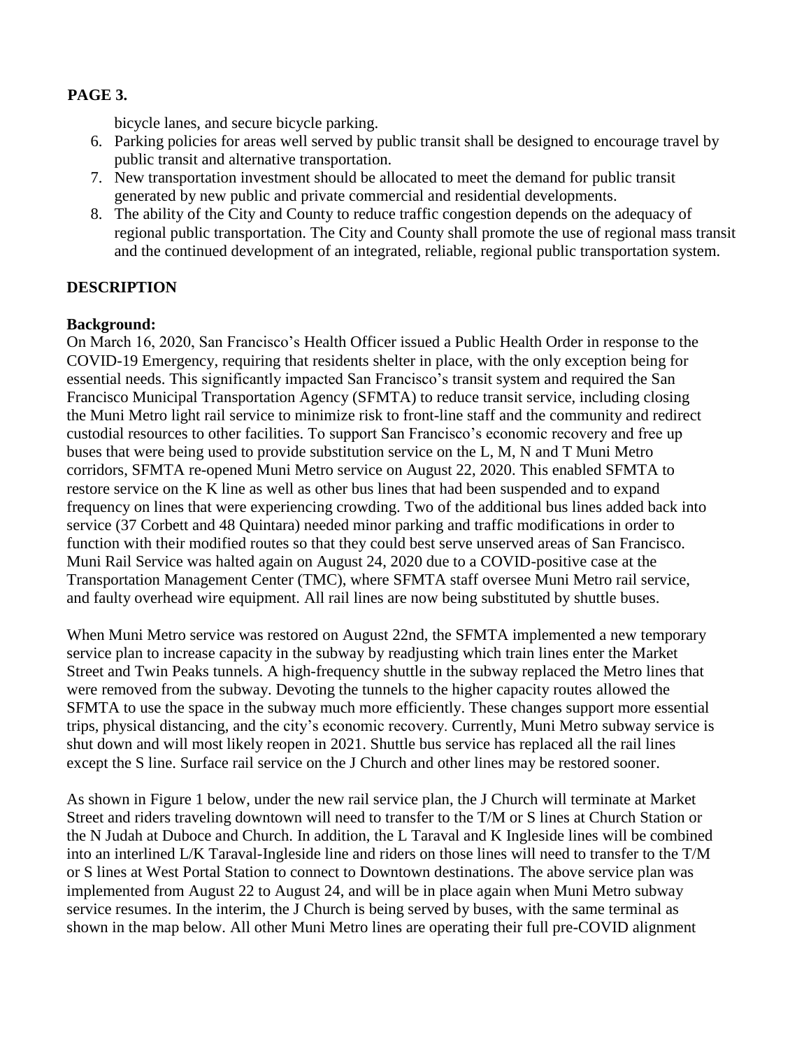bicycle lanes, and secure bicycle parking.

6. Parking policies for areas well served by public transit shall be designed to encourage travel by public transit and alternative transportation.
7. New transportation investment should be allocated to meet the demand for public transit generated by new public and private commercial and residential developments.
8. The ability of the City and County to reduce traffic congestion depends on the adequacy of regional public transportation. The City and County shall promote the use of regional mass transit and the continued development of an integrated, reliable, regional public transportation system.

## DESCRIPTION

**Background:**

On March 16, 2020, San Francisco's Health Officer issued a Public Health Order in response to the COVID-19 Emergency, requiring that residents shelter in place, with the only exception being for essential needs. This significantly impacted San Francisco's transit system and required the San Francisco Municipal Transportation Agency (SFMTA) to reduce transit service, including closing the Muni Metro light rail service to minimize risk to front-line staff and the community and redirect custodial resources to other facilities. To support San Francisco's economic recovery and free up buses that were being used to provide substitution service on the L, M, N and T Muni Metro corridors, SFMTA re-opened Muni Metro service on August 22, 2020. This enabled SFMTA to restore service on the K line as well as other bus lines that had been suspended and to expand frequency on lines that were experiencing crowding. Two of the additional bus lines added back into service (37 Corbett and 48 Quintara) needed minor parking and traffic modifications in order to function with their modified routes so that they could best serve unserved areas of San Francisco. Muni Rail Service was halted again on August 24, 2020 due to a COVID-positive case at the Transportation Management Center (TMC), where SFMTA staff oversee Muni Metro rail service, and faulty overhead wire equipment. All rail lines are now being substituted by shuttle buses.

When Muni Metro service was restored on August 22nd, the SFMTA implemented a new temporary service plan to increase capacity in the subway by readjusting which train lines enter the Market Street and Twin Peaks tunnels. A high-frequency shuttle in the subway replaced the Metro lines that were removed from the subway. Devoting the tunnels to the higher capacity routes allowed the SFMTA to use the space in the subway much more efficiently. These changes support more essential trips, physical distancing, and the city's economic recovery. Currently, Muni Metro subway service is shut down and will most likely reopen in 2021. Shuttle bus service has replaced all the rail lines except the S line. Surface rail service on the J Church and other lines may be restored sooner.

As shown in Figure 1 below, under the new rail service plan, the J Church will terminate at Market Street and riders traveling downtown will need to transfer to the T/M or S lines at Church Station or the N Judah at Duboce and Church. In addition, the L Taraval and K Ingleside lines will be combined into an interlined L/K Taraval-Ingleside line and riders on those lines will need to transfer to the T/M or S lines at West Portal Station to connect to Downtown destinations. The above service plan was implemented from August 22 to August 24, and will be in place again when Muni Metro subway service resumes. In the interim, the J Church is being served by buses, with the same terminal as shown in the map below. All other Muni Metro lines are operating their full pre-COVID alignment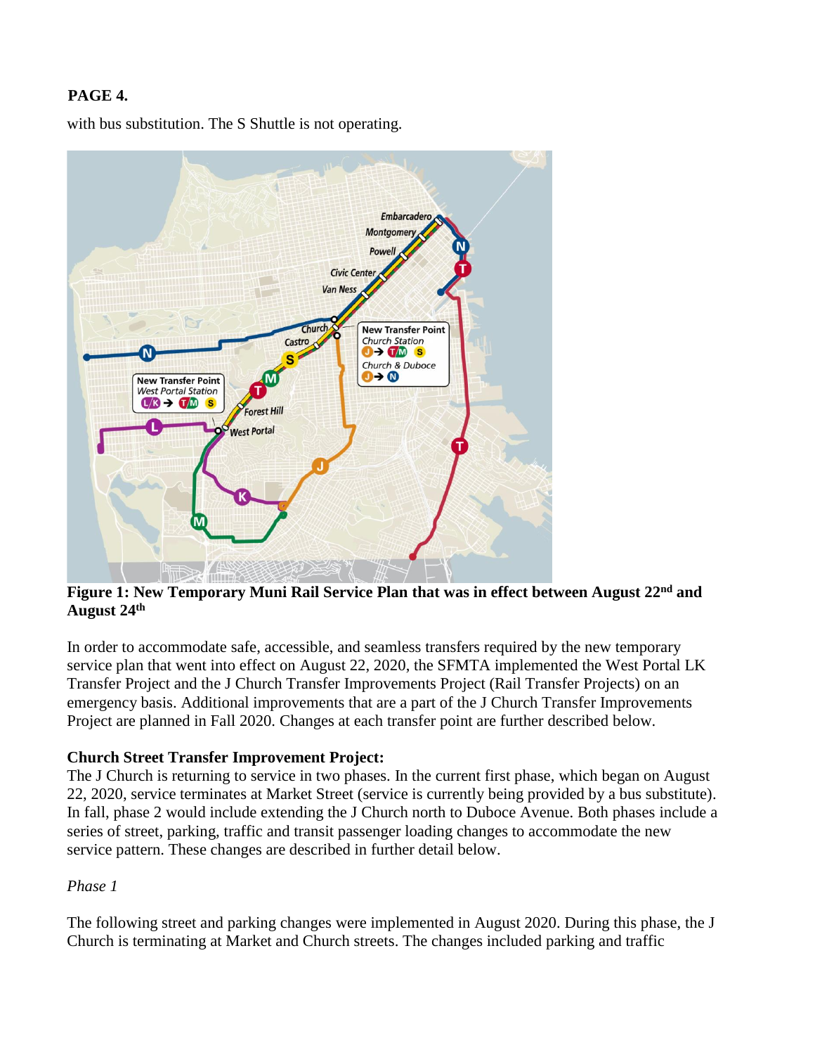**PAGE 4.**

with bus substitution. The S Shuttle is not operating.

**Figure 1: New Temporary Muni Rail Service Plan that was in effect between August 22nd and August 24th**

In order to accommodate safe, accessible, and seamless transfers required by the new temporary service plan that went into effect on August 22, 2020, the SFMTA implemented the West Portal LK Transfer Project and the J Church Transfer Improvements Project (Rail Transfer Projects) on an emergency basis. Additional improvements that are a part of the J Church Transfer Improvements Project are planned in Fall 2020. Changes at each transfer point are further described below.

**Church Street Transfer Improvement Project:**

The J Church is returning to service in two phases. In the current first phase, which began on August 22, 2020, service terminates at Market Street (service is currently being provided by a bus substitute). In fall, phase 2 would include extending the J Church north to Duboce Avenue. Both phases include a series of street, parking, traffic and transit passenger loading changes to accommodate the new service pattern. These changes are described in further detail below.

*Phase 1*

The following street and parking changes were implemented in August 2020. During this phase, the J Church is terminating at Market and Church streets. The changes included parking and traffic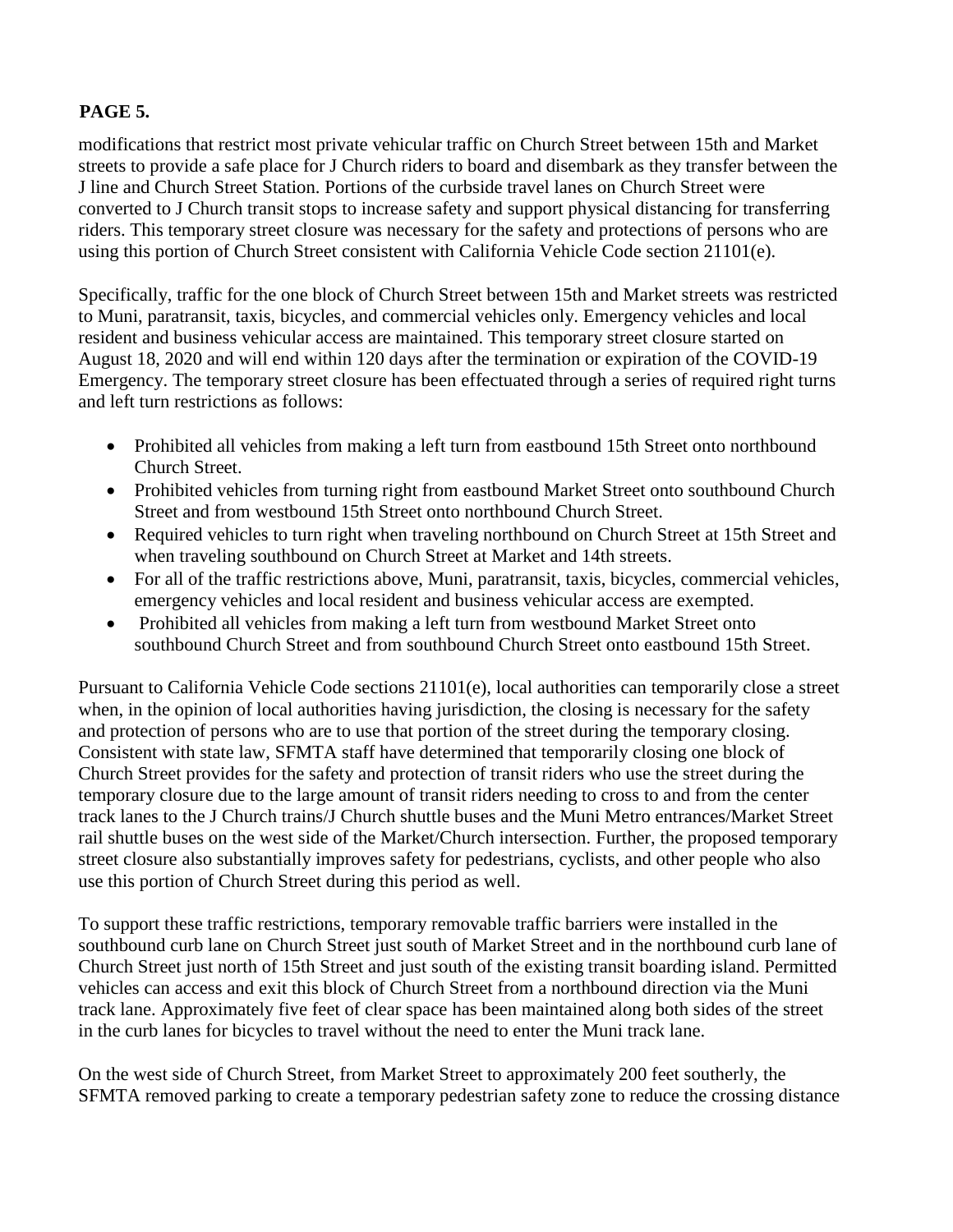modifications that restrict most private vehicular traffic on Church Street between 15th and Market streets to provide a safe place for J Church riders to board and disembark as they transfer between the J line and Church Street Station. Portions of the curbside travel lanes on Church Street were converted to J Church transit stops to increase safety and support physical distancing for transferring riders. This temporary street closure was necessary for the safety and protections of persons who are using this portion of Church Street consistent with California Vehicle Code section 21101(e).

Specifically, traffic for the one block of Church Street between 15th and Market streets was restricted to Muni, paratransit, taxis, bicycles, and commercial vehicles only. Emergency vehicles and local resident and business vehicular access are maintained. This temporary street closure started on August 18, 2020 and will end within 120 days after the termination or expiration of the COVID-19 Emergency. The temporary street closure has been effectuated through a series of required right turns and left turn restrictions as follows:

- Prohibited all vehicles from making a left turn from eastbound 15th Street onto northbound Church Street.
- Prohibited vehicles from turning right from eastbound Market Street onto southbound Church Street and from westbound 15th Street onto northbound Church Street.
- Required vehicles to turn right when traveling northbound on Church Street at 15th Street and when traveling southbound on Church Street at Market and 14th streets.
- For all of the traffic restrictions above, Muni, paratransit, taxis, bicycles, commercial vehicles, emergency vehicles and local resident and business vehicular access are exempted.
- Prohibited all vehicles from making a left turn from westbound Market Street onto southbound Church Street and from southbound Church Street onto eastbound 15th Street.

Pursuant to California Vehicle Code sections 21101(e), local authorities can temporarily close a street when, in the opinion of local authorities having jurisdiction, the closing is necessary for the safety and protection of persons who are to use that portion of the street during the temporary closing. Consistent with state law, SFMTA staff have determined that temporarily closing one block of Church Street provides for the safety and protection of transit riders who use the street during the temporary closure due to the large amount of transit riders needing to cross to and from the center track lanes to the J Church trains/J Church shuttle buses and the Muni Metro entrances/Market Street rail shuttle buses on the west side of the Market/Church intersection. Further, the proposed temporary street closure also substantially improves safety for pedestrians, cyclists, and other people who also use this portion of Church Street during this period as well.

To support these traffic restrictions, temporary removable traffic barriers were installed in the southbound curb lane on Church Street just south of Market Street and in the northbound curb lane of Church Street just north of 15th Street and just south of the existing transit boarding island. Permitted vehicles can access and exit this block of Church Street from a northbound direction via the Muni track lane. Approximately five feet of clear space has been maintained along both sides of the street in the curb lanes for bicycles to travel without the need to enter the Muni track lane.

On the west side of Church Street, from Market Street to approximately 200 feet southerly, the SFMTA removed parking to create a temporary pedestrian safety zone to reduce the crossing distance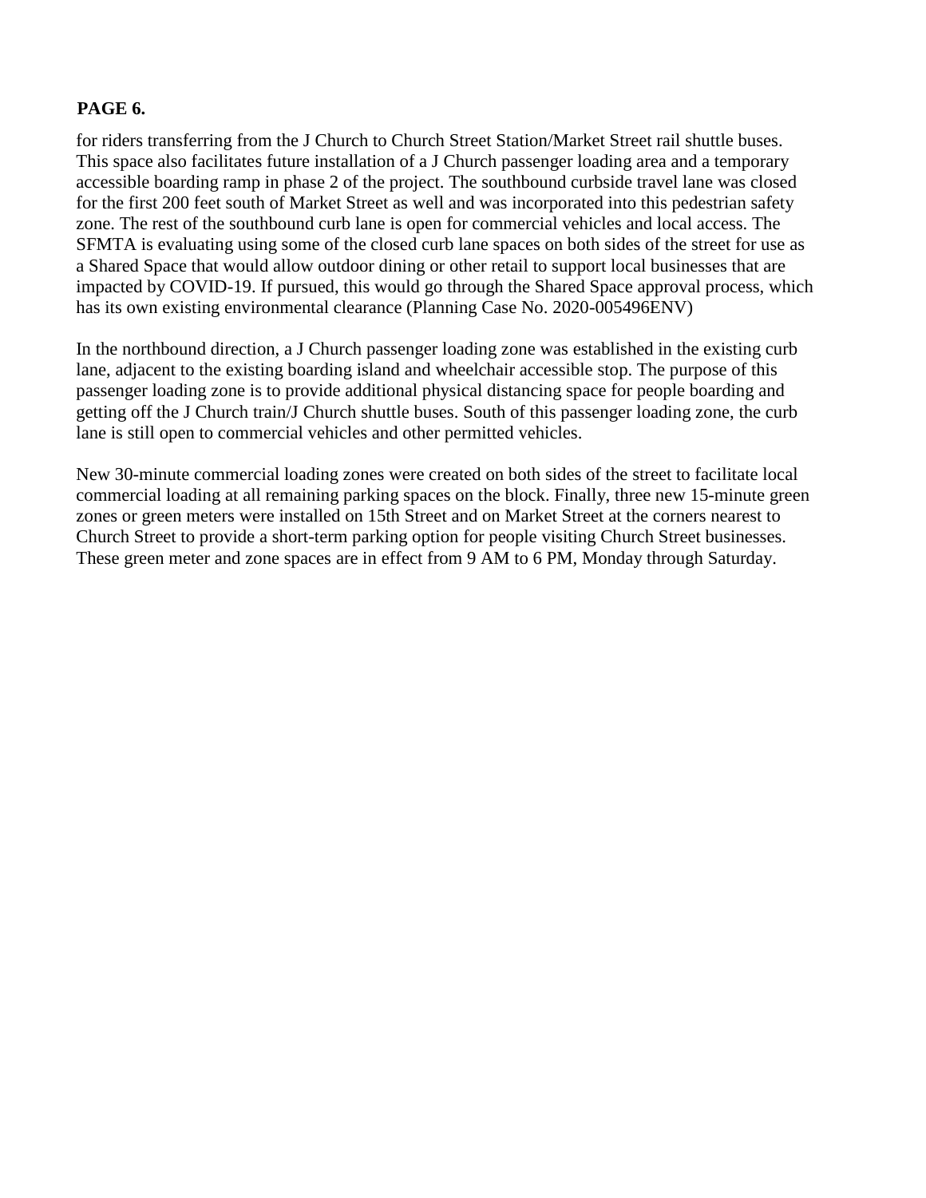for riders transferring from the J Church to Church Street Station/Market Street rail shuttle buses. This space also facilitates future installation of a J Church passenger loading area and a temporary accessible boarding ramp in phase 2 of the project. The southbound curbside travel lane was closed for the first 200 feet south of Market Street as well and was incorporated into this pedestrian safety zone. The rest of the southbound curb lane is open for commercial vehicles and local access. The SFMTA is evaluating using some of the closed curb lane spaces on both sides of the street for use as a Shared Space that would allow outdoor dining or other retail to support local businesses that are impacted by COVID-19. If pursued, this would go through the Shared Space approval process, which has its own existing environmental clearance (Planning Case No. 2020-005496ENV)

In the northbound direction, a J Church passenger loading zone was established in the existing curb lane, adjacent to the existing boarding island and wheelchair accessible stop. The purpose of this passenger loading zone is to provide additional physical distancing space for people boarding and getting off the J Church train/J Church shuttle buses. South of this passenger loading zone, the curb lane is still open to commercial vehicles and other permitted vehicles.

New 30-minute commercial loading zones were created on both sides of the street to facilitate local commercial loading at all remaining parking spaces on the block. Finally, three new 15-minute green zones or green meters were installed on 15th Street and on Market Street at the corners nearest to Church Street to provide a short-term parking option for people visiting Church Street businesses. These green meter and zone spaces are in effect from 9 AM to 6 PM, Monday through Saturday.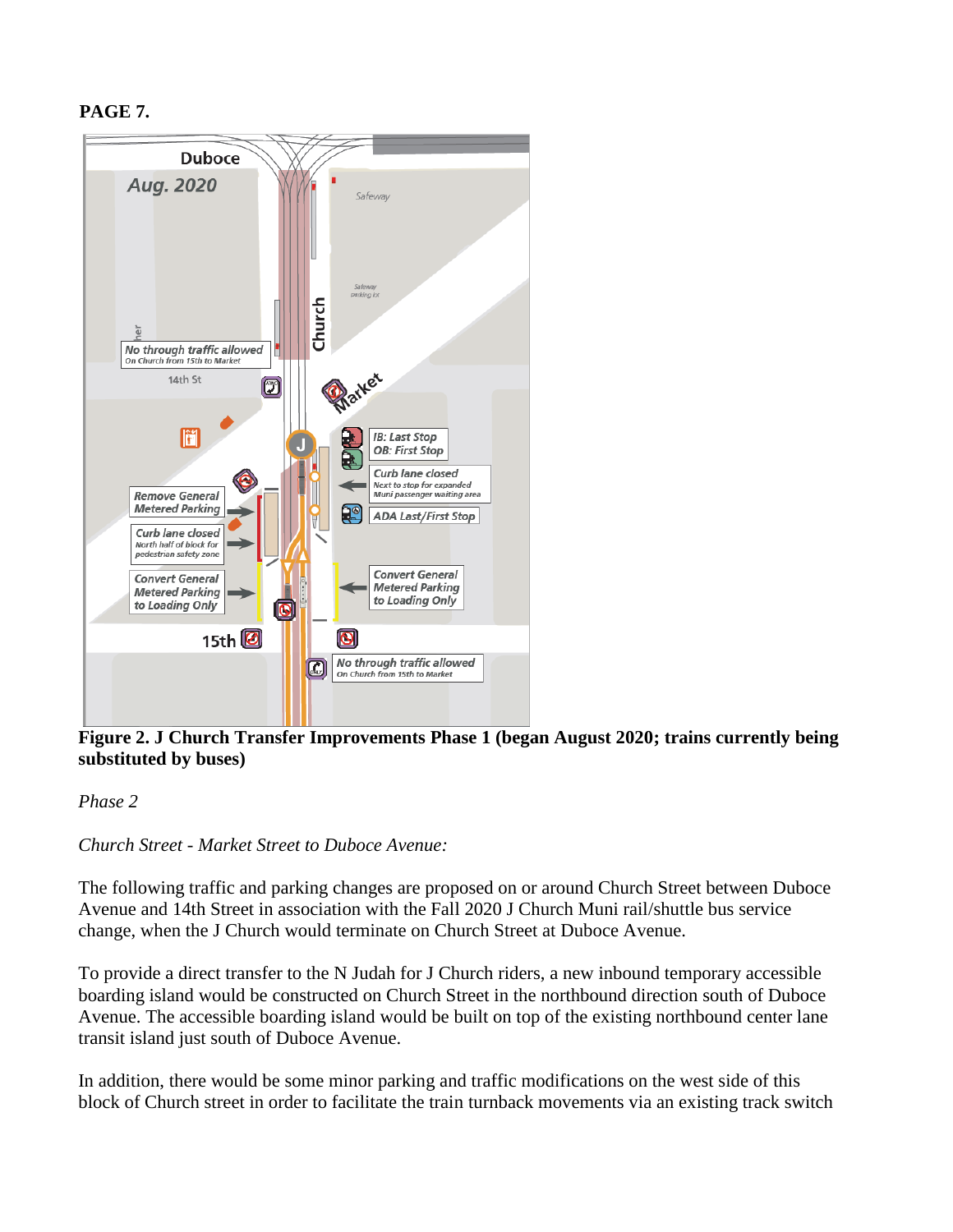**PAGE 7.**

**Figure 2. J Church Transfer Improvements Phase 1 (began August 2020; trains currently being substituted by buses)**

*Phase 2*

*Church Street - Market Street to Duboce Avenue:*

The following traffic and parking changes are proposed on or around Church Street between Duboce Avenue and 14th Street in association with the Fall 2020 J Church Muni rail/shuttle bus service change, when the J Church would terminate on Church Street at Duboce Avenue.

To provide a direct transfer to the N Judah for J Church riders, a new inbound temporary accessible boarding island would be constructed on Church Street in the northbound direction south of Duboce Avenue. The accessible boarding island would be built on top of the existing northbound center lane transit island just south of Duboce Avenue.

In addition, there would be some minor parking and traffic modifications on the west side of this block of Church street in order to facilitate the train turnback movements via an existing track switch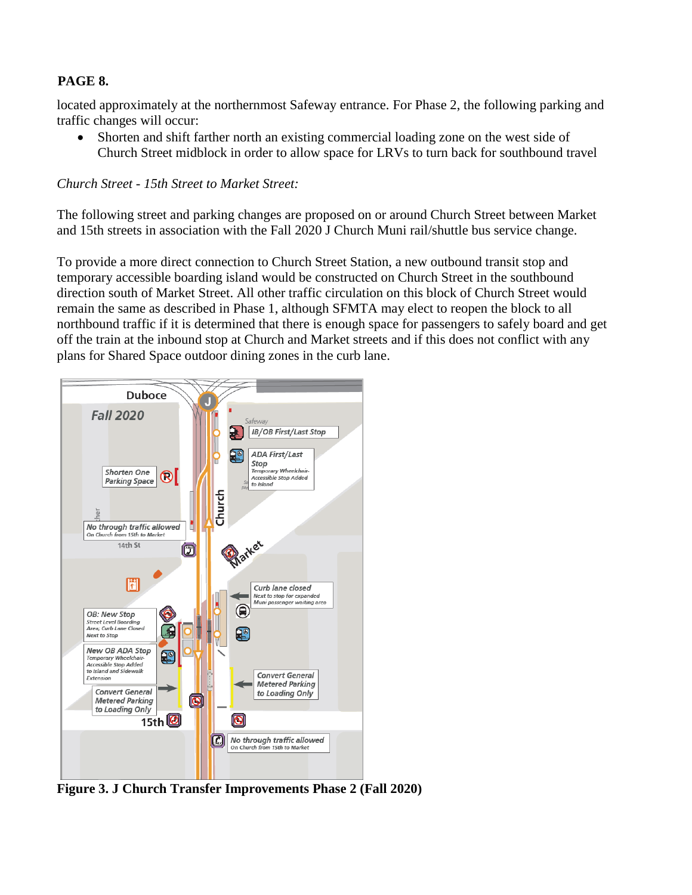located approximately at the northernmost Safeway entrance. For Phase 2, the following parking and traffic changes will occur:

- Shorten and shift farther north an existing commercial loading zone on the west side of Church Street midblock in order to allow space for LRVs to turn back for southbound travel

*Church Street - 15th Street to Market Street:*

The following street and parking changes are proposed on or around Church Street between Market and 15th streets in association with the Fall 2020 J Church Muni rail/shuttle bus service change.

To provide a more direct connection to Church Street Station, a new outbound transit stop and temporary accessible boarding island would be constructed on Church Street in the southbound direction south of Market Street. All other traffic circulation on this block of Church Street would remain the same as described in Phase 1, although SFMTA may elect to reopen the block to all northbound traffic if it is determined that there is enough space for passengers to safely board and get off the train at the inbound stop at Church and Market streets and if this does not conflict with any plans for Shared Space outdoor dining zones in the curb lane.

**Figure 3. J Church Transfer Improvements Phase 2 (Fall 2020)**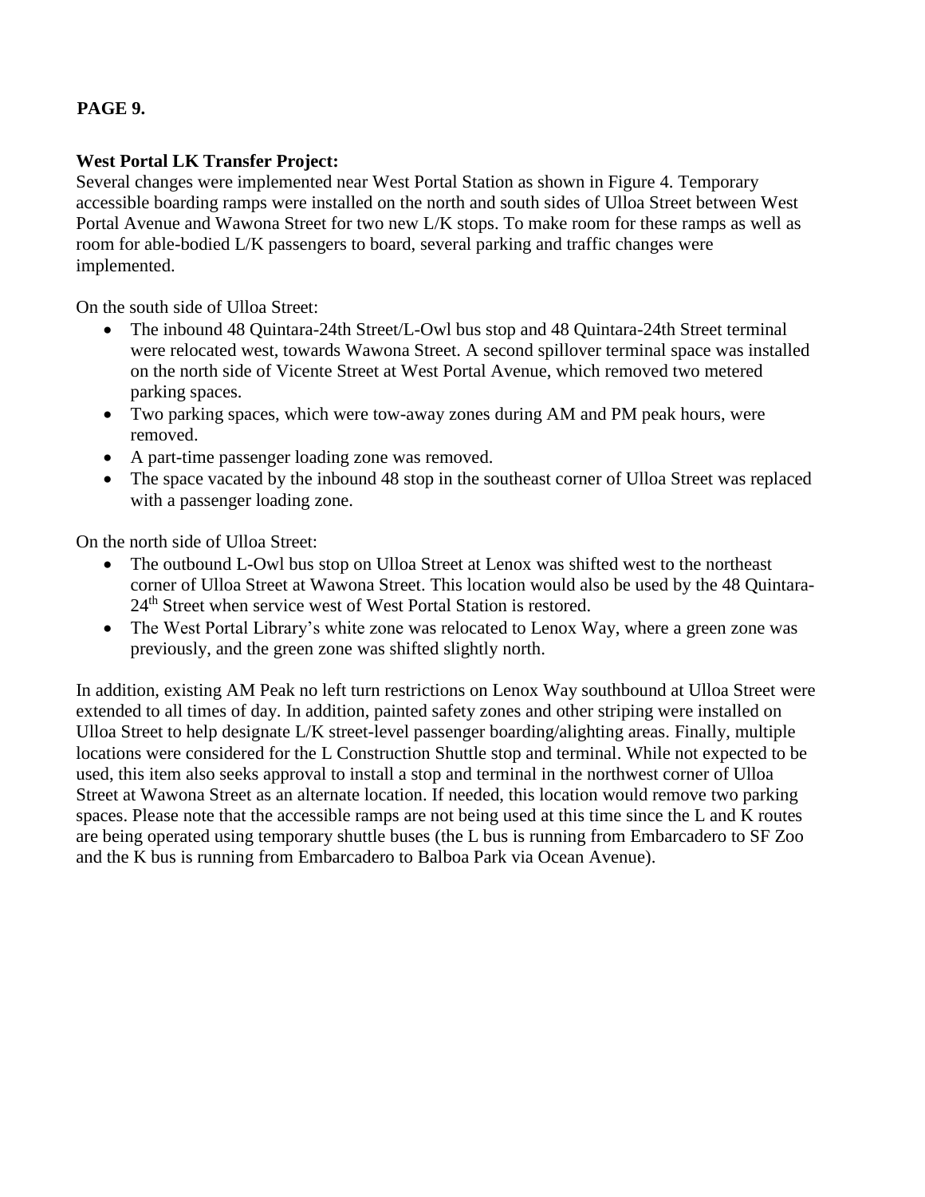**PAGE 9.**

**West Portal LK Transfer Project:**
Several changes were implemented near West Portal Station as shown in Figure 4. Temporary accessible boarding ramps were installed on the north and south sides of Ulloa Street between West Portal Avenue and Wawona Street for two new L/K stops. To make room for these ramps as well as room for able-bodied L/K passengers to board, several parking and traffic changes were implemented.

On the south side of Ulloa Street:

- The inbound 48 Quintara-24th Street/L-Owl bus stop and 48 Quintara-24th Street terminal were relocated west, towards Wawona Street. A second spillover terminal space was installed on the north side of Vicente Street at West Portal Avenue, which removed two metered parking spaces.
- Two parking spaces, which were tow-away zones during AM and PM peak hours, were removed.
- A part-time passenger loading zone was removed.
- The space vacated by the inbound 48 stop in the southeast corner of Ulloa Street was replaced with a passenger loading zone.

On the north side of Ulloa Street:

- The outbound L-Owl bus stop on Ulloa Street at Lenox was shifted west to the northeast corner of Ulloa Street at Wawona Street. This location would also be used by the 48 Quintara-24th Street when service west of West Portal Station is restored.
- The West Portal Library's white zone was relocated to Lenox Way, where a green zone was previously, and the green zone was shifted slightly north.

In addition, existing AM Peak no left turn restrictions on Lenox Way southbound at Ulloa Street were extended to all times of day. In addition, painted safety zones and other striping were installed on Ulloa Street to help designate L/K street-level passenger boarding/alighting areas. Finally, multiple locations were considered for the L Construction Shuttle stop and terminal. While not expected to be used, this item also seeks approval to install a stop and terminal in the northwest corner of Ulloa Street at Wawona Street as an alternate location. If needed, this location would remove two parking spaces. Please note that the accessible ramps are not being used at this time since the L and K routes are being operated using temporary shuttle buses (the L bus is running from Embarcadero to SF Zoo and the K bus is running from Embarcadero to Balboa Park via Ocean Avenue).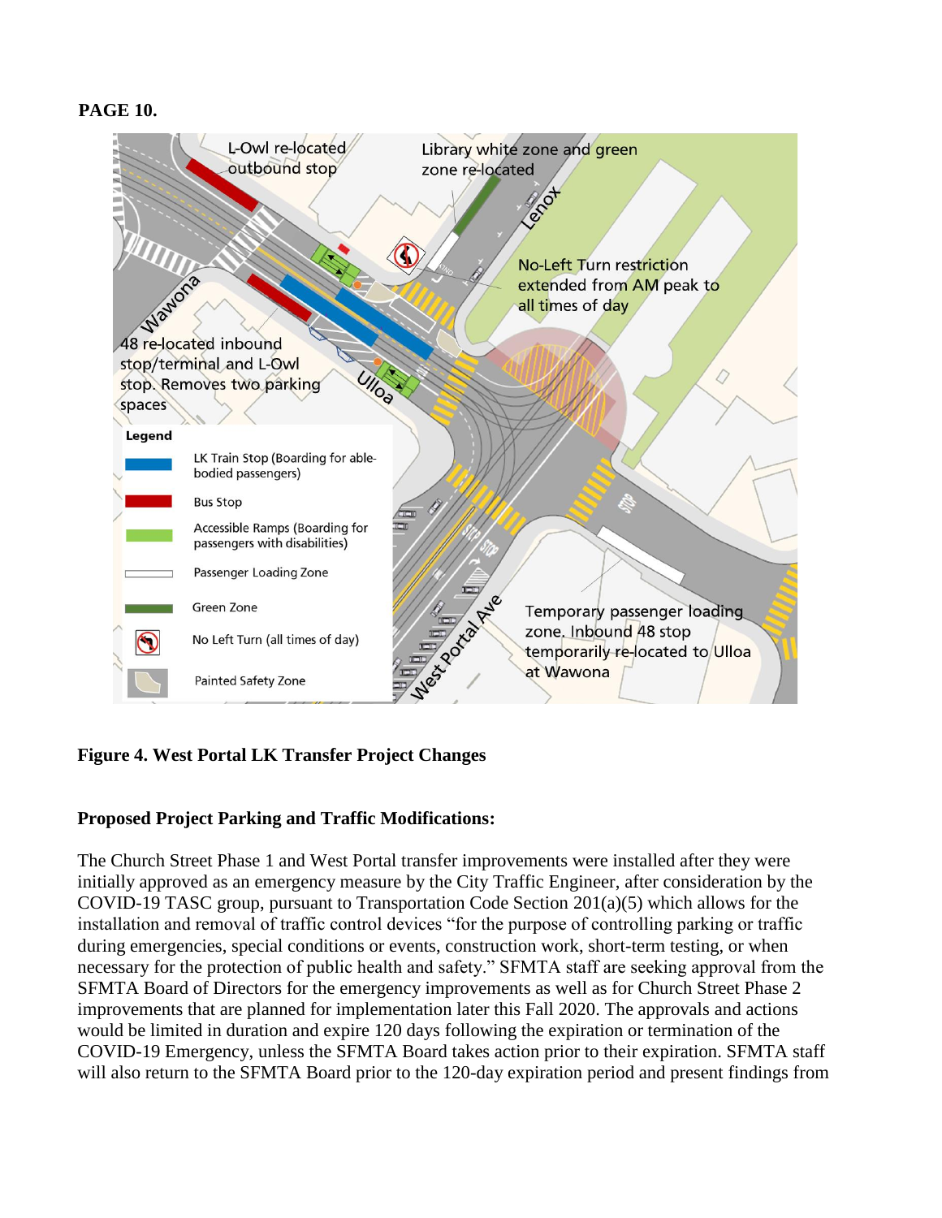**PAGE 10.**

**Figure 4. West Portal LK Transfer Project Changes**

**Proposed Project Parking and Traffic Modifications:**

The Church Street Phase 1 and West Portal transfer improvements were installed after they were initially approved as an emergency measure by the City Traffic Engineer, after consideration by the COVID-19 TASC group, pursuant to Transportation Code Section 201(a)(5) which allows for the installation and removal of traffic control devices "for the purpose of controlling parking or traffic during emergencies, special conditions or events, construction work, short-term testing, or when necessary for the protection of public health and safety." SFMTA staff are seeking approval from the SFMTA Board of Directors for the emergency improvements as well as for Church Street Phase 2 improvements that are planned for implementation later this Fall 2020. The approvals and actions would be limited in duration and expire 120 days following the expiration or termination of the COVID-19 Emergency, unless the SFMTA Board takes action prior to their expiration. SFMTA staff will also return to the SFMTA Board prior to the 120-day expiration period and present findings from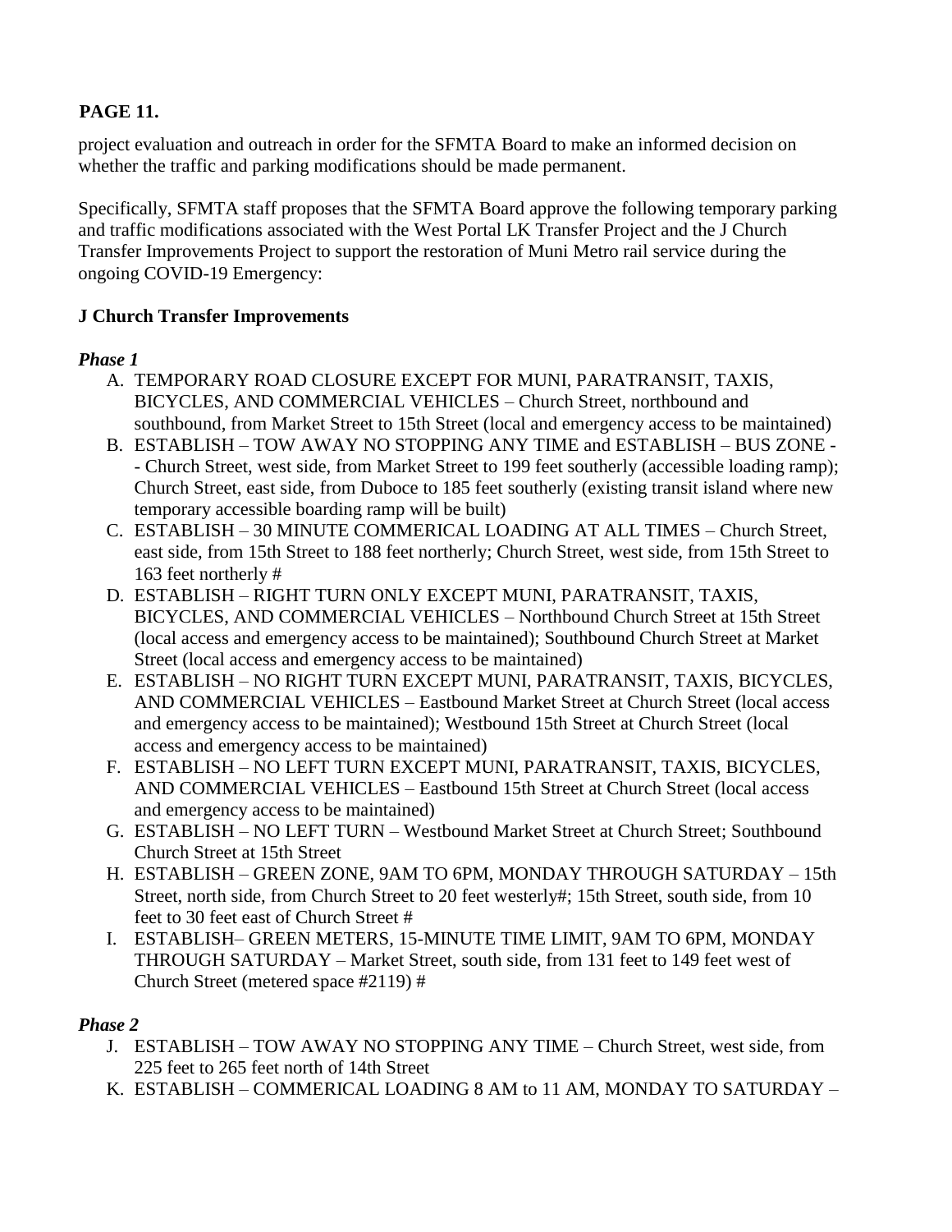**PAGE 11.**

project evaluation and outreach in order for the SFMTA Board to make an informed decision on whether the traffic and parking modifications should be made permanent.

Specifically, SFMTA staff proposes that the SFMTA Board approve the following temporary parking and traffic modifications associated with the West Portal LK Transfer Project and the J Church Transfer Improvements Project to support the restoration of Muni Metro rail service during the ongoing COVID-19 Emergency:

**J Church Transfer Improvements**

***Phase 1***

A. TEMPORARY ROAD CLOSURE EXCEPT FOR MUNI, PARATRANSIT, TAXIS, BICYCLES, AND COMMERCIAL VEHICLES – Church Street, northbound and southbound, from Market Street to 15th Street (local and emergency access to be maintained)
B. ESTABLISH – TOW AWAY NO STOPPING ANY TIME and ESTABLISH – BUS ZONE -- Church Street, west side, from Market Street to 199 feet southerly (accessible loading ramp); Church Street, east side, from Duboce to 185 feet southerly (existing transit island where new temporary accessible boarding ramp will be built)
C. ESTABLISH – 30 MINUTE COMMERICAL LOADING AT ALL TIMES – Church Street, east side, from 15th Street to 188 feet northerly; Church Street, west side, from 15th Street to 163 feet northerly #
D. ESTABLISH – RIGHT TURN ONLY EXCEPT MUNI, PARATRANSIT, TAXIS, BICYCLES, AND COMMERCIAL VEHICLES – Northbound Church Street at 15th Street (local access and emergency access to be maintained); Southbound Church Street at Market Street (local access and emergency access to be maintained)
E. ESTABLISH – NO RIGHT TURN EXCEPT MUNI, PARATRANSIT, TAXIS, BICYCLES, AND COMMERCIAL VEHICLES – Eastbound Market Street at Church Street (local access and emergency access to be maintained); Westbound 15th Street at Church Street (local access and emergency access to be maintained)
F. ESTABLISH – NO LEFT TURN EXCEPT MUNI, PARATRANSIT, TAXIS, BICYCLES, AND COMMERCIAL VEHICLES – Eastbound 15th Street at Church Street (local access and emergency access to be maintained)
G. ESTABLISH – NO LEFT TURN – Westbound Market Street at Church Street; Southbound Church Street at 15th Street
H. ESTABLISH – GREEN ZONE, 9AM TO 6PM, MONDAY THROUGH SATURDAY – 15th Street, north side, from Church Street to 20 feet westerly#; 15th Street, south side, from 10 feet to 30 feet east of Church Street #
I. ESTABLISH– GREEN METERS, 15-MINUTE TIME LIMIT, 9AM TO 6PM, MONDAY THROUGH SATURDAY – Market Street, south side, from 131 feet to 149 feet west of Church Street (metered space #2119) #

***Phase 2***

J. ESTABLISH – TOW AWAY NO STOPPING ANY TIME – Church Street, west side, from 225 feet to 265 feet north of 14th Street
K. ESTABLISH – COMMERICAL LOADING 8 AM to 11 AM, MONDAY TO SATURDAY –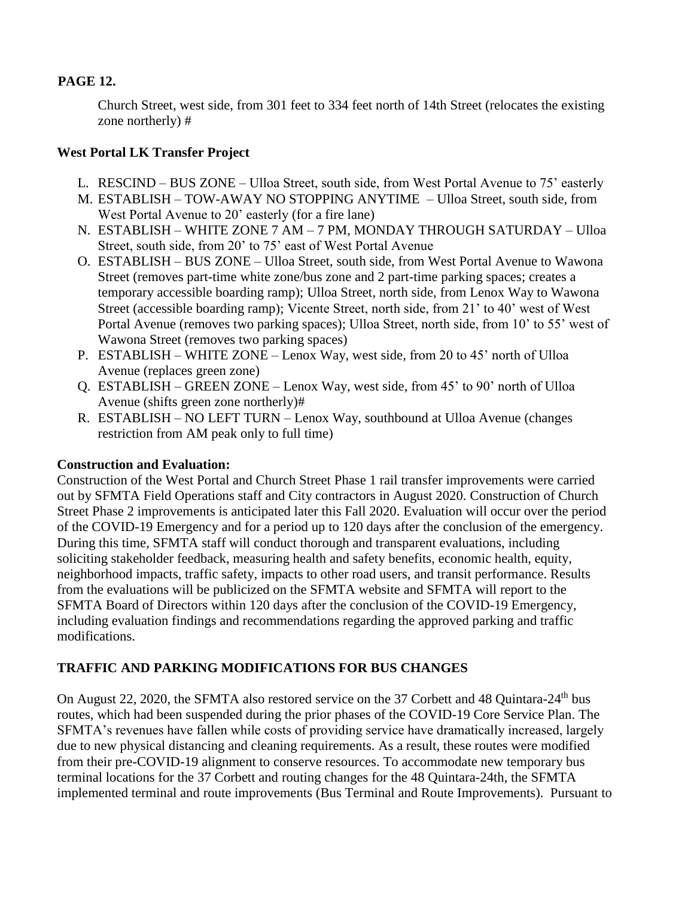**PAGE 12.**

Church Street, west side, from 301 feet to 334 feet north of 14th Street (relocates the existing zone northerly) #

**West Portal LK Transfer Project**

L. RESCIND – BUS ZONE – Ulloa Street, south side, from West Portal Avenue to 75' easterly
M. ESTABLISH – TOW-AWAY NO STOPPING ANYTIME – Ulloa Street, south side, from West Portal Avenue to 20' easterly (for a fire lane)
N. ESTABLISH – WHITE ZONE 7 AM – 7 PM, MONDAY THROUGH SATURDAY – Ulloa Street, south side, from 20' to 75' east of West Portal Avenue
O. ESTABLISH – BUS ZONE – Ulloa Street, south side, from West Portal Avenue to Wawona Street (removes part-time white zone/bus zone and 2 part-time parking spaces; creates a temporary accessible boarding ramp); Ulloa Street, north side, from Lenox Way to Wawona Street (accessible boarding ramp); Vicente Street, north side, from 21' to 40' west of West Portal Avenue (removes two parking spaces); Ulloa Street, north side, from 10' to 55' west of Wawona Street (removes two parking spaces)
P. ESTABLISH – WHITE ZONE – Lenox Way, west side, from 20 to 45' north of Ulloa Avenue (replaces green zone)
Q. ESTABLISH – GREEN ZONE – Lenox Way, west side, from 45' to 90' north of Ulloa Avenue (shifts green zone northerly)#
R. ESTABLISH – NO LEFT TURN – Lenox Way, southbound at Ulloa Avenue (changes restriction from AM peak only to full time)

**Construction and Evaluation:**
Construction of the West Portal and Church Street Phase 1 rail transfer improvements were carried out by SFMTA Field Operations staff and City contractors in August 2020. Construction of Church Street Phase 2 improvements is anticipated later this Fall 2020. Evaluation will occur over the period of the COVID-19 Emergency and for a period up to 120 days after the conclusion of the emergency. During this time, SFMTA staff will conduct thorough and transparent evaluations, including soliciting stakeholder feedback, measuring health and safety benefits, economic health, equity, neighborhood impacts, traffic safety, impacts to other road users, and transit performance. Results from the evaluations will be publicized on the SFMTA website and SFMTA will report to the SFMTA Board of Directors within 120 days after the conclusion of the COVID-19 Emergency, including evaluation findings and recommendations regarding the approved parking and traffic modifications.

**TRAFFIC AND PARKING MODIFICATIONS FOR BUS CHANGES**

On August 22, 2020, the SFMTA also restored service on the 37 Corbett and 48 Quintara-24th bus routes, which had been suspended during the prior phases of the COVID-19 Core Service Plan. The SFMTA's revenues have fallen while costs of providing service have dramatically increased, largely due to new physical distancing and cleaning requirements. As a result, these routes were modified from their pre-COVID-19 alignment to conserve resources. To accommodate new temporary bus terminal locations for the 37 Corbett and routing changes for the 48 Quintara-24th, the SFMTA implemented terminal and route improvements (Bus Terminal and Route Improvements). Pursuant to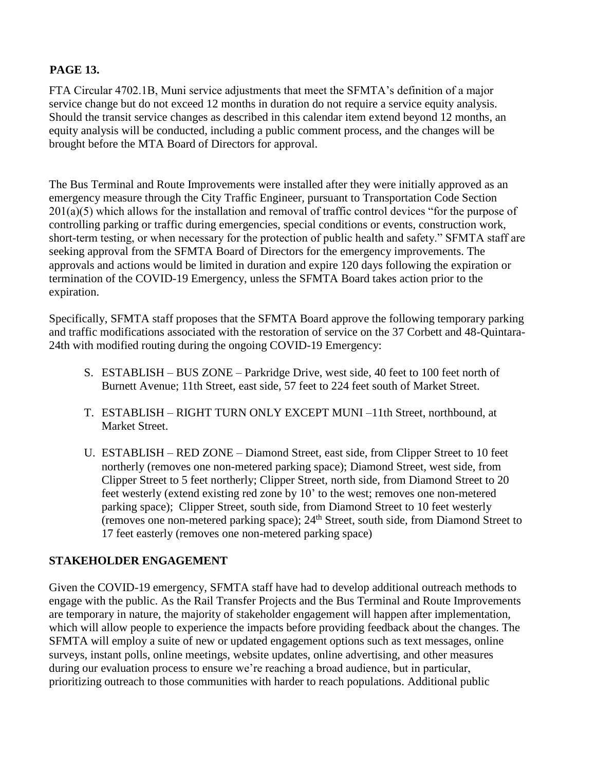**PAGE 13.**

FTA Circular 4702.1B, Muni service adjustments that meet the SFMTA's definition of a major service change but do not exceed 12 months in duration do not require a service equity analysis. Should the transit service changes as described in this calendar item extend beyond 12 months, an equity analysis will be conducted, including a public comment process, and the changes will be brought before the MTA Board of Directors for approval.

The Bus Terminal and Route Improvements were installed after they were initially approved as an emergency measure through the City Traffic Engineer, pursuant to Transportation Code Section 201(a)(5) which allows for the installation and removal of traffic control devices "for the purpose of controlling parking or traffic during emergencies, special conditions or events, construction work, short-term testing, or when necessary for the protection of public health and safety." SFMTA staff are seeking approval from the SFMTA Board of Directors for the emergency improvements. The approvals and actions would be limited in duration and expire 120 days following the expiration or termination of the COVID-19 Emergency, unless the SFMTA Board takes action prior to the expiration.

Specifically, SFMTA staff proposes that the SFMTA Board approve the following temporary parking and traffic modifications associated with the restoration of service on the 37 Corbett and 48-Quintara-24th with modified routing during the ongoing COVID-19 Emergency:

S. ESTABLISH – BUS ZONE – Parkridge Drive, west side, 40 feet to 100 feet north of Burnett Avenue; 11th Street, east side, 57 feet to 224 feet south of Market Street.

T. ESTABLISH – RIGHT TURN ONLY EXCEPT MUNI –11th Street, northbound, at Market Street.

U. ESTABLISH – RED ZONE – Diamond Street, east side, from Clipper Street to 10 feet northerly (removes one non-metered parking space); Diamond Street, west side, from Clipper Street to 5 feet northerly; Clipper Street, north side, from Diamond Street to 20 feet westerly (extend existing red zone by 10' to the west; removes one non-metered parking space); Clipper Street, south side, from Diamond Street to 10 feet westerly (removes one non-metered parking space); 24th Street, south side, from Diamond Street to 17 feet easterly (removes one non-metered parking space)

## STAKEHOLDER ENGAGEMENT

Given the COVID-19 emergency, SFMTA staff have had to develop additional outreach methods to engage with the public. As the Rail Transfer Projects and the Bus Terminal and Route Improvements are temporary in nature, the majority of stakeholder engagement will happen after implementation, which will allow people to experience the impacts before providing feedback about the changes. The SFMTA will employ a suite of new or updated engagement options such as text messages, online surveys, instant polls, online meetings, website updates, online advertising, and other measures during our evaluation process to ensure we're reaching a broad audience, but in particular, prioritizing outreach to those communities with harder to reach populations. Additional public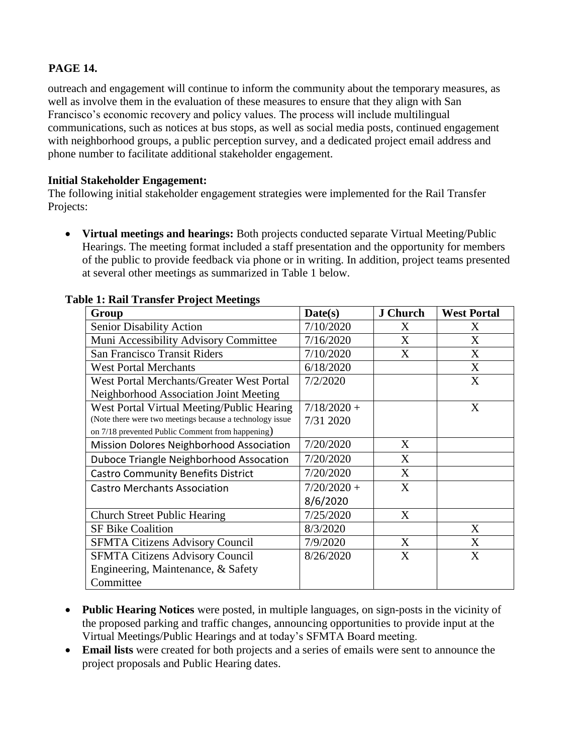**PAGE 14.**

outreach and engagement will continue to inform the community about the temporary measures, as well as involve them in the evaluation of these measures to ensure that they align with San Francisco's economic recovery and policy values. The process will include multilingual communications, such as notices at bus stops, as well as social media posts, continued engagement with neighborhood groups, a public perception survey, and a dedicated project email address and phone number to facilitate additional stakeholder engagement.

**Initial Stakeholder Engagement:**

The following initial stakeholder engagement strategies were implemented for the Rail Transfer Projects:

- **Virtual meetings and hearings:** Both projects conducted separate Virtual Meeting/Public Hearings. The meeting format included a staff presentation and the opportunity for members of the public to provide feedback via phone or in writing. In addition, project teams presented at several other meetings as summarized in Table 1 below.

**Table 1: Rail Transfer Project Meetings**

| Group | Date(s) | J Church | West Portal |
|---|---|---|---|
| Senior Disability Action | 7/10/2020 | X | X |
| Muni Accessibility Advisory Committee | 7/16/2020 | X | X |
| San Francisco Transit Riders | 7/10/2020 | X | X |
| West Portal Merchants | 6/18/2020 | | X |
| West Portal Merchants/Greater West Portal Neighborhood Association Joint Meeting | 7/2/2020 | | X |
| West Portal Virtual Meeting/Public Hearing (Note there were two meetings because a technology issue on 7/18 prevented Public Comment from happening) | 7/18/2020 + 7/31 2020 | | X |
| Mission Dolores Neighborhood Association | 7/20/2020 | X | |
| Duboce Triangle Neighborhood Assocation | 7/20/2020 | X | |
| Castro Community Benefits District | 7/20/2020 | X | |
| Castro Merchants Association | 7/20/2020 + 8/6/2020 | X | |
| Church Street Public Hearing | 7/25/2020 | X | |
| SF Bike Coalition | 8/3/2020 | | X |
| SFMTA Citizens Advisory Council | 7/9/2020 | X | X |
| SFMTA Citizens Advisory Council Engineering, Maintenance, & Safety Committee | 8/26/2020 | X | X |

- **Public Hearing Notices** were posted, in multiple languages, on sign-posts in the vicinity of the proposed parking and traffic changes, announcing opportunities to provide input at the Virtual Meetings/Public Hearings and at today's SFMTA Board meeting.
- **Email lists** were created for both projects and a series of emails were sent to announce the project proposals and Public Hearing dates.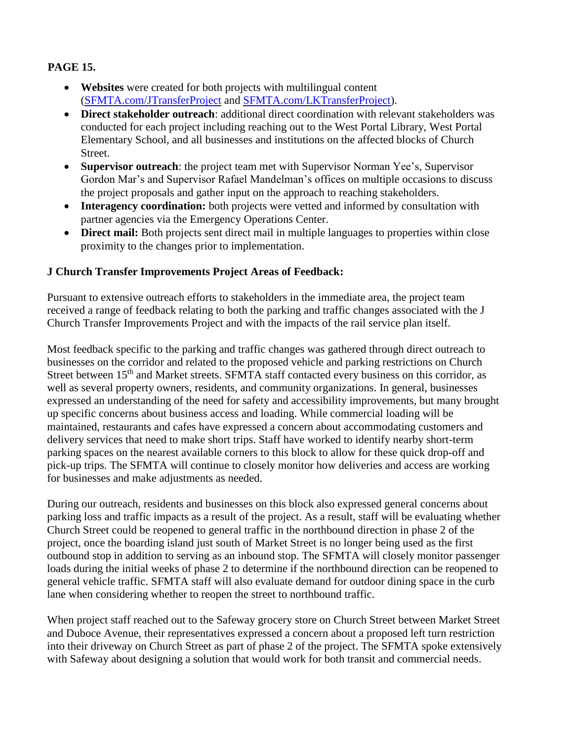**PAGE 15.**

- **Websites** were created for both projects with multilingual content ([SFMTA.com/JTransferProject](SFMTA.com/JTransferProject) and [SFMTA.com/LKTransferProject](SFMTA.com/LKTransferProject)).
- **Direct stakeholder outreach**: additional direct coordination with relevant stakeholders was conducted for each project including reaching out to the West Portal Library, West Portal Elementary School, and all businesses and institutions on the affected blocks of Church Street.
- **Supervisor outreach**: the project team met with Supervisor Norman Yee's, Supervisor Gordon Mar's and Supervisor Rafael Mandelman's offices on multiple occasions to discuss the project proposals and gather input on the approach to reaching stakeholders.
- **Interagency coordination:** both projects were vetted and informed by consultation with partner agencies via the Emergency Operations Center.
- **Direct mail:** Both projects sent direct mail in multiple languages to properties within close proximity to the changes prior to implementation.

**J Church Transfer Improvements Project Areas of Feedback:**

Pursuant to extensive outreach efforts to stakeholders in the immediate area, the project team received a range of feedback relating to both the parking and traffic changes associated with the J Church Transfer Improvements Project and with the impacts of the rail service plan itself.

Most feedback specific to the parking and traffic changes was gathered through direct outreach to businesses on the corridor and related to the proposed vehicle and parking restrictions on Church Street between 15th and Market streets. SFMTA staff contacted every business on this corridor, as well as several property owners, residents, and community organizations. In general, businesses expressed an understanding of the need for safety and accessibility improvements, but many brought up specific concerns about business access and loading. While commercial loading will be maintained, restaurants and cafes have expressed a concern about accommodating customers and delivery services that need to make short trips. Staff have worked to identify nearby short-term parking spaces on the nearest available corners to this block to allow for these quick drop-off and pick-up trips. The SFMTA will continue to closely monitor how deliveries and access are working for businesses and make adjustments as needed.

During our outreach, residents and businesses on this block also expressed general concerns about parking loss and traffic impacts as a result of the project. As a result, staff will be evaluating whether Church Street could be reopened to general traffic in the northbound direction in phase 2 of the project, once the boarding island just south of Market Street is no longer being used as the first outbound stop in addition to serving as an inbound stop. The SFMTA will closely monitor passenger loads during the initial weeks of phase 2 to determine if the northbound direction can be reopened to general vehicle traffic. SFMTA staff will also evaluate demand for outdoor dining space in the curb lane when considering whether to reopen the street to northbound traffic.

When project staff reached out to the Safeway grocery store on Church Street between Market Street and Duboce Avenue, their representatives expressed a concern about a proposed left turn restriction into their driveway on Church Street as part of phase 2 of the project. The SFMTA spoke extensively with Safeway about designing a solution that would work for both transit and commercial needs.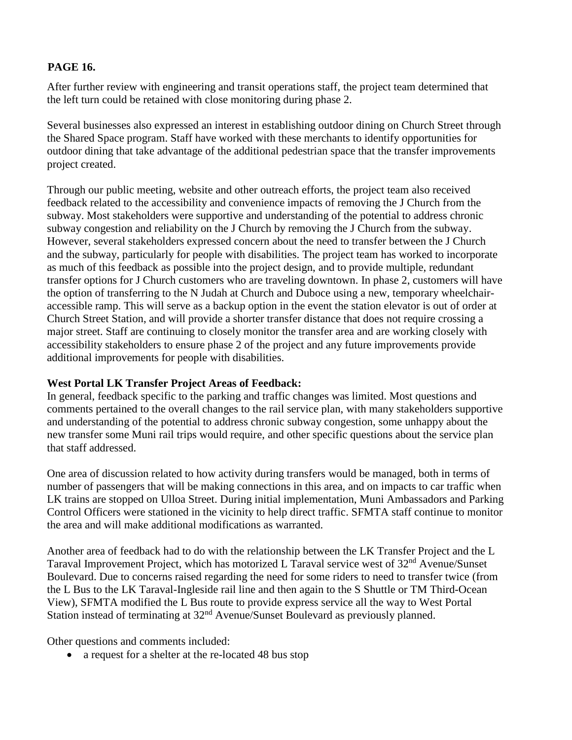**PAGE 16.**

After further review with engineering and transit operations staff, the project team determined that the left turn could be retained with close monitoring during phase 2.

Several businesses also expressed an interest in establishing outdoor dining on Church Street through the Shared Space program. Staff have worked with these merchants to identify opportunities for outdoor dining that take advantage of the additional pedestrian space that the transfer improvements project created.

Through our public meeting, website and other outreach efforts, the project team also received feedback related to the accessibility and convenience impacts of removing the J Church from the subway. Most stakeholders were supportive and understanding of the potential to address chronic subway congestion and reliability on the J Church by removing the J Church from the subway. However, several stakeholders expressed concern about the need to transfer between the J Church and the subway, particularly for people with disabilities. The project team has worked to incorporate as much of this feedback as possible into the project design, and to provide multiple, redundant transfer options for J Church customers who are traveling downtown. In phase 2, customers will have the option of transferring to the N Judah at Church and Duboce using a new, temporary wheelchair-accessible ramp. This will serve as a backup option in the event the station elevator is out of order at Church Street Station, and will provide a shorter transfer distance that does not require crossing a major street. Staff are continuing to closely monitor the transfer area and are working closely with accessibility stakeholders to ensure phase 2 of the project and any future improvements provide additional improvements for people with disabilities.

**West Portal LK Transfer Project Areas of Feedback:**

In general, feedback specific to the parking and traffic changes was limited. Most questions and comments pertained to the overall changes to the rail service plan, with many stakeholders supportive and understanding of the potential to address chronic subway congestion, some unhappy about the new transfer some Muni rail trips would require, and other specific questions about the service plan that staff addressed.

One area of discussion related to how activity during transfers would be managed, both in terms of number of passengers that will be making connections in this area, and on impacts to car traffic when LK trains are stopped on Ulloa Street. During initial implementation, Muni Ambassadors and Parking Control Officers were stationed in the vicinity to help direct traffic. SFMTA staff continue to monitor the area and will make additional modifications as warranted.

Another area of feedback had to do with the relationship between the LK Transfer Project and the L Taraval Improvement Project, which has motorized L Taraval service west of 32nd Avenue/Sunset Boulevard. Due to concerns raised regarding the need for some riders to need to transfer twice (from the L Bus to the LK Taraval-Ingleside rail line and then again to the S Shuttle or TM Third-Ocean View), SFMTA modified the L Bus route to provide express service all the way to West Portal Station instead of terminating at 32nd Avenue/Sunset Boulevard as previously planned.

Other questions and comments included:

- a request for a shelter at the re-located 48 bus stop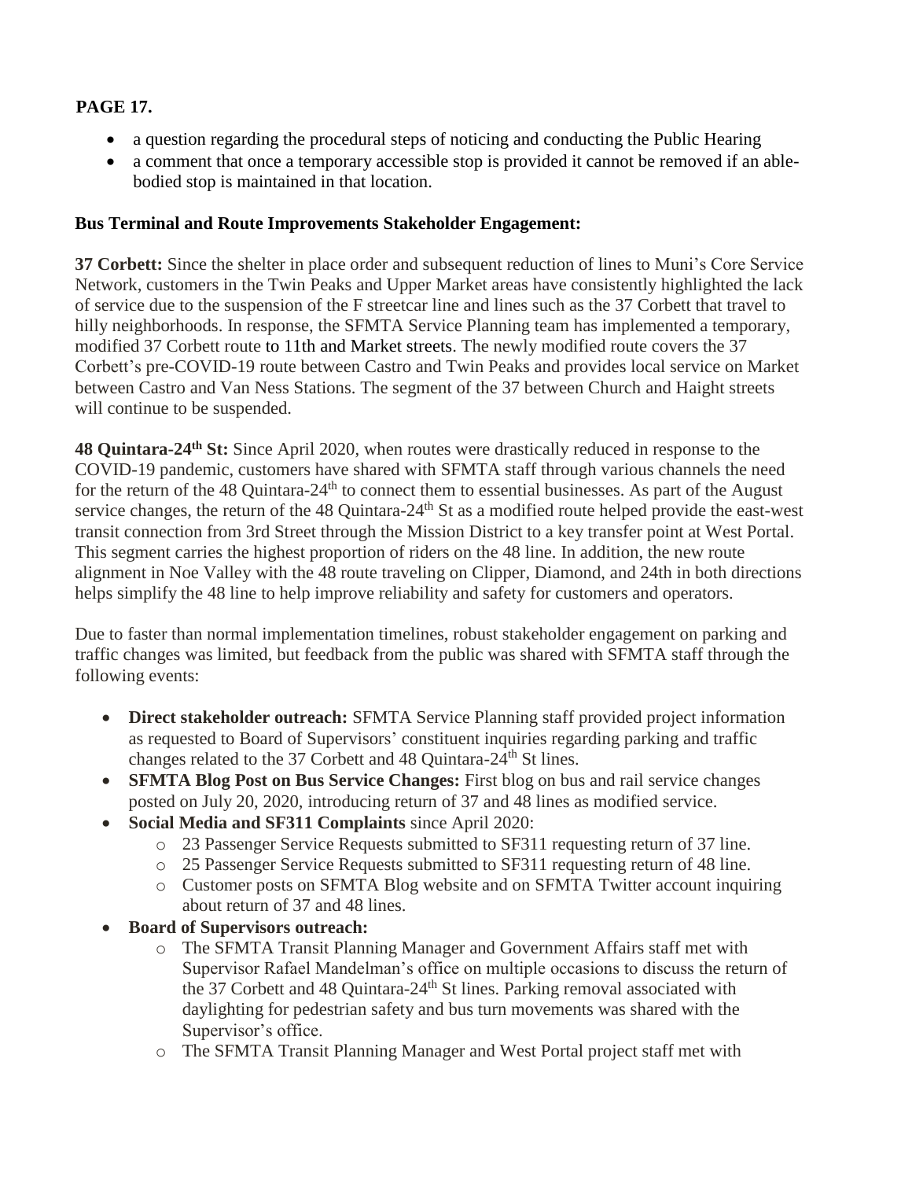**PAGE 17.**

- a question regarding the procedural steps of noticing and conducting the Public Hearing
- a comment that once a temporary accessible stop is provided it cannot be removed if an able-bodied stop is maintained in that location.

**Bus Terminal and Route Improvements Stakeholder Engagement:**

**37 Corbett:** Since the shelter in place order and subsequent reduction of lines to Muni's Core Service Network, customers in the Twin Peaks and Upper Market areas have consistently highlighted the lack of service due to the suspension of the F streetcar line and lines such as the 37 Corbett that travel to hilly neighborhoods. In response, the SFMTA Service Planning team has implemented a temporary, modified 37 Corbett route to 11th and Market streets. The newly modified route covers the 37 Corbett's pre-COVID-19 route between Castro and Twin Peaks and provides local service on Market between Castro and Van Ness Stations. The segment of the 37 between Church and Haight streets will continue to be suspended.

**48 Quintara-24th St:** Since April 2020, when routes were drastically reduced in response to the COVID-19 pandemic, customers have shared with SFMTA staff through various channels the need for the return of the 48 Quintara-24th to connect them to essential businesses. As part of the August service changes, the return of the 48 Quintara-24th St as a modified route helped provide the east-west transit connection from 3rd Street through the Mission District to a key transfer point at West Portal. This segment carries the highest proportion of riders on the 48 line. In addition, the new route alignment in Noe Valley with the 48 route traveling on Clipper, Diamond, and 24th in both directions helps simplify the 48 line to help improve reliability and safety for customers and operators.

Due to faster than normal implementation timelines, robust stakeholder engagement on parking and traffic changes was limited, but feedback from the public was shared with SFMTA staff through the following events:

- **Direct stakeholder outreach:** SFMTA Service Planning staff provided project information as requested to Board of Supervisors' constituent inquiries regarding parking and traffic changes related to the 37 Corbett and 48 Quintara-24th St lines.
- **SFMTA Blog Post on Bus Service Changes:** First blog on bus and rail service changes posted on July 20, 2020, introducing return of 37 and 48 lines as modified service.
- **Social Media and SF311 Complaints** since April 2020:
  - 23 Passenger Service Requests submitted to SF311 requesting return of 37 line.
  - 25 Passenger Service Requests submitted to SF311 requesting return of 48 line.
  - Customer posts on SFMTA Blog website and on SFMTA Twitter account inquiring about return of 37 and 48 lines.
- **Board of Supervisors outreach:**
  - The SFMTA Transit Planning Manager and Government Affairs staff met with Supervisor Rafael Mandelman's office on multiple occasions to discuss the return of the 37 Corbett and 48 Quintara-24th St lines. Parking removal associated with daylighting for pedestrian safety and bus turn movements was shared with the Supervisor's office.
  - The SFMTA Transit Planning Manager and West Portal project staff met with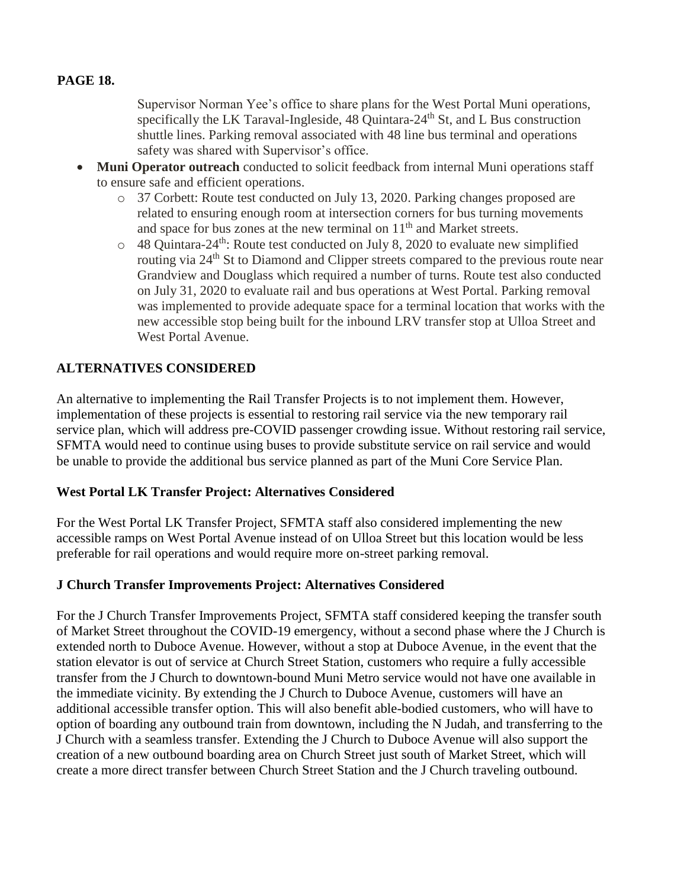Supervisor Norman Yee's office to share plans for the West Portal Muni operations, specifically the LK Taraval-Ingleside, 48 Quintara-24th St, and L Bus construction shuttle lines. Parking removal associated with 48 line bus terminal and operations safety was shared with Supervisor's office.

- **Muni Operator outreach** conducted to solicit feedback from internal Muni operations staff to ensure safe and efficient operations.
  - 37 Corbett: Route test conducted on July 13, 2020. Parking changes proposed are related to ensuring enough room at intersection corners for bus turning movements and space for bus zones at the new terminal on 11th and Market streets.
  - 48 Quintara-24th: Route test conducted on July 8, 2020 to evaluate new simplified routing via 24th St to Diamond and Clipper streets compared to the previous route near Grandview and Douglass which required a number of turns. Route test also conducted on July 31, 2020 to evaluate rail and bus operations at West Portal. Parking removal was implemented to provide adequate space for a terminal location that works with the new accessible stop being built for the inbound LRV transfer stop at Ulloa Street and West Portal Avenue.

## ALTERNATIVES CONSIDERED

An alternative to implementing the Rail Transfer Projects is to not implement them. However, implementation of these projects is essential to restoring rail service via the new temporary rail service plan, which will address pre-COVID passenger crowding issue. Without restoring rail service, SFMTA would need to continue using buses to provide substitute service on rail service and would be unable to provide the additional bus service planned as part of the Muni Core Service Plan.

### West Portal LK Transfer Project: Alternatives Considered

For the West Portal LK Transfer Project, SFMTA staff also considered implementing the new accessible ramps on West Portal Avenue instead of on Ulloa Street but this location would be less preferable for rail operations and would require more on-street parking removal.

### J Church Transfer Improvements Project: Alternatives Considered

For the J Church Transfer Improvements Project, SFMTA staff considered keeping the transfer south of Market Street throughout the COVID-19 emergency, without a second phase where the J Church is extended north to Duboce Avenue. However, without a stop at Duboce Avenue, in the event that the station elevator is out of service at Church Street Station, customers who require a fully accessible transfer from the J Church to downtown-bound Muni Metro service would not have one available in the immediate vicinity. By extending the J Church to Duboce Avenue, customers will have an additional accessible transfer option. This will also benefit able-bodied customers, who will have to option of boarding any outbound train from downtown, including the N Judah, and transferring to the J Church with a seamless transfer. Extending the J Church to Duboce Avenue will also support the creation of a new outbound boarding area on Church Street just south of Market Street, which will create a more direct transfer between Church Street Station and the J Church traveling outbound.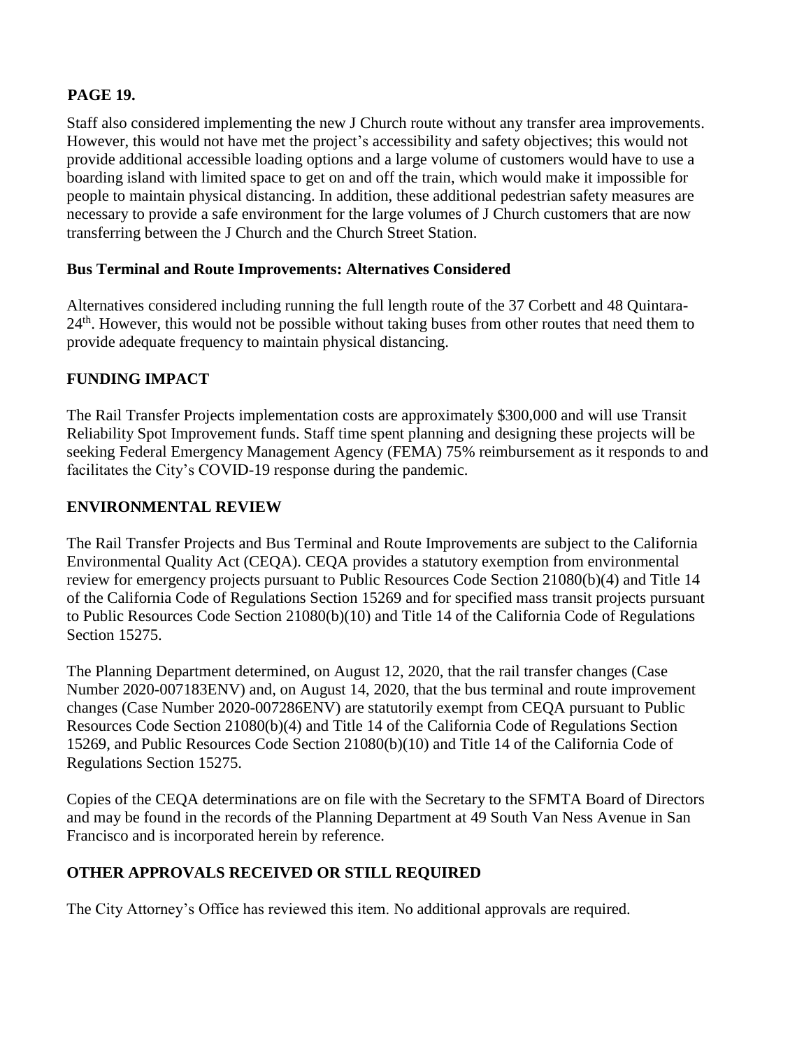**PAGE 19.**

Staff also considered implementing the new J Church route without any transfer area improvements. However, this would not have met the project's accessibility and safety objectives; this would not provide additional accessible loading options and a large volume of customers would have to use a boarding island with limited space to get on and off the train, which would make it impossible for people to maintain physical distancing. In addition, these additional pedestrian safety measures are necessary to provide a safe environment for the large volumes of J Church customers that are now transferring between the J Church and the Church Street Station.

**Bus Terminal and Route Improvements: Alternatives Considered**

Alternatives considered including running the full length route of the 37 Corbett and 48 Quintara-24th. However, this would not be possible without taking buses from other routes that need them to provide adequate frequency to maintain physical distancing.

**FUNDING IMPACT**

The Rail Transfer Projects implementation costs are approximately $300,000 and will use Transit Reliability Spot Improvement funds. Staff time spent planning and designing these projects will be seeking Federal Emergency Management Agency (FEMA) 75% reimbursement as it responds to and facilitates the City's COVID-19 response during the pandemic.

**ENVIRONMENTAL REVIEW**

The Rail Transfer Projects and Bus Terminal and Route Improvements are subject to the California Environmental Quality Act (CEQA). CEQA provides a statutory exemption from environmental review for emergency projects pursuant to Public Resources Code Section 21080(b)(4) and Title 14 of the California Code of Regulations Section 15269 and for specified mass transit projects pursuant to Public Resources Code Section 21080(b)(10) and Title 14 of the California Code of Regulations Section 15275.

The Planning Department determined, on August 12, 2020, that the rail transfer changes (Case Number 2020-007183ENV) and, on August 14, 2020, that the bus terminal and route improvement changes (Case Number 2020-007286ENV) are statutorily exempt from CEQA pursuant to Public Resources Code Section 21080(b)(4) and Title 14 of the California Code of Regulations Section 15269, and Public Resources Code Section 21080(b)(10) and Title 14 of the California Code of Regulations Section 15275.

Copies of the CEQA determinations are on file with the Secretary to the SFMTA Board of Directors and may be found in the records of the Planning Department at 49 South Van Ness Avenue in San Francisco and is incorporated herein by reference.

**OTHER APPROVALS RECEIVED OR STILL REQUIRED**

The City Attorney's Office has reviewed this item. No additional approvals are required.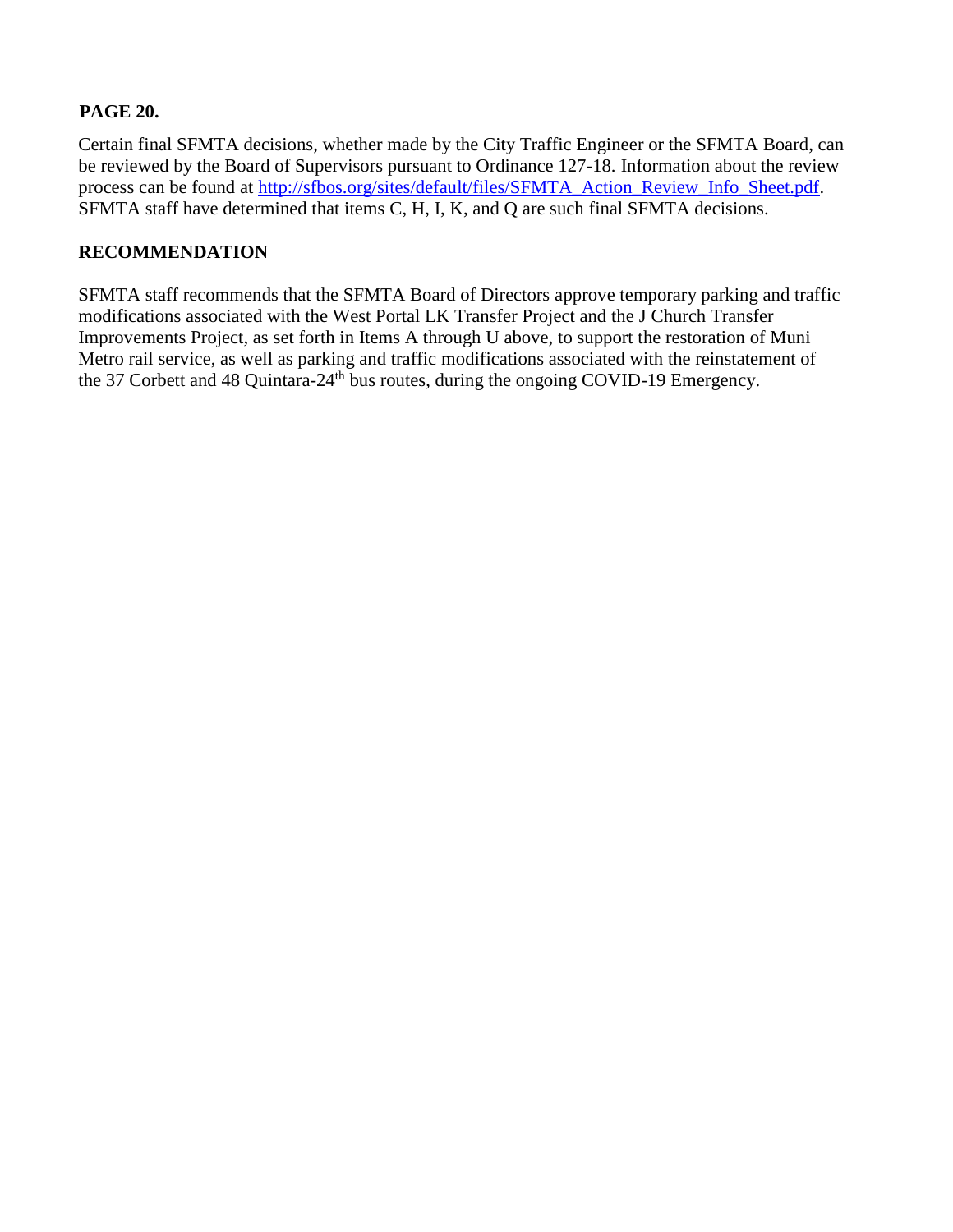**PAGE 20.**

Certain final SFMTA decisions, whether made by the City Traffic Engineer or the SFMTA Board, can be reviewed by the Board of Supervisors pursuant to Ordinance 127-18. Information about the review process can be found at [http://sfbos.org/sites/default/files/SFMTA_Action_Review_Info_Sheet.pdf](http://sfbos.org/sites/default/files/SFMTA_Action_Review_Info_Sheet.pdf). SFMTA staff have determined that items C, H, I, K, and Q are such final SFMTA decisions.

## RECOMMENDATION

SFMTA staff recommends that the SFMTA Board of Directors approve temporary parking and traffic modifications associated with the West Portal LK Transfer Project and the J Church Transfer Improvements Project, as set forth in Items A through U above, to support the restoration of Muni Metro rail service, as well as parking and traffic modifications associated with the reinstatement of the 37 Corbett and 48 Quintara-24th bus routes, during the ongoing COVID-19 Emergency.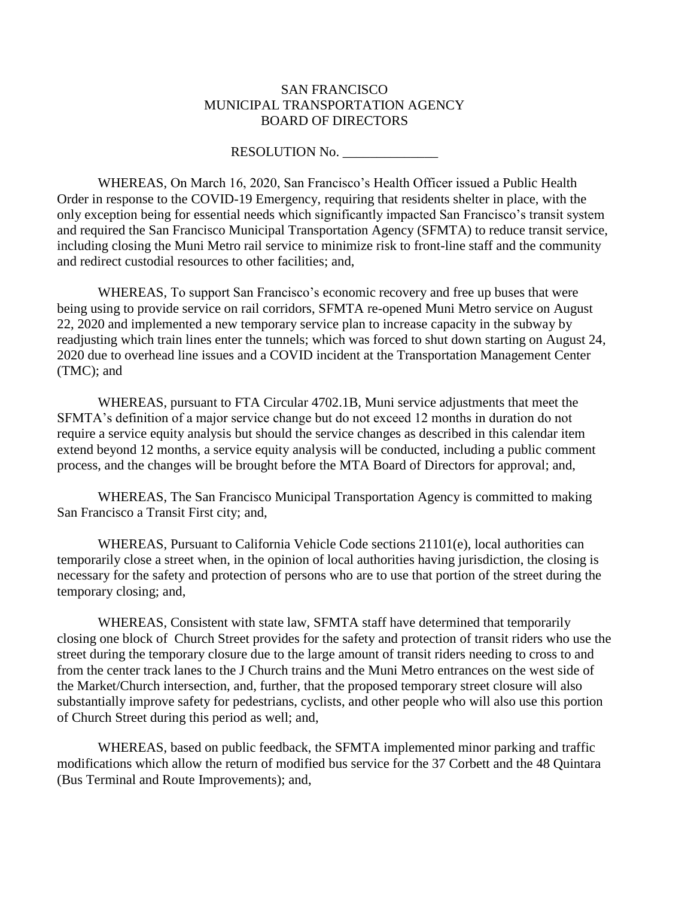SAN FRANCISCO
MUNICIPAL TRANSPORTATION AGENCY
BOARD OF DIRECTORS

RESOLUTION No. ______________

WHEREAS, On March 16, 2020, San Francisco's Health Officer issued a Public Health Order in response to the COVID-19 Emergency, requiring that residents shelter in place, with the only exception being for essential needs which significantly impacted San Francisco's transit system and required the San Francisco Municipal Transportation Agency (SFMTA) to reduce transit service, including closing the Muni Metro rail service to minimize risk to front-line staff and the community and redirect custodial resources to other facilities; and,

WHEREAS, To support San Francisco's economic recovery and free up buses that were being using to provide service on rail corridors, SFMTA re-opened Muni Metro service on August 22, 2020 and implemented a new temporary service plan to increase capacity in the subway by readjusting which train lines enter the tunnels; which was forced to shut down starting on August 24, 2020 due to overhead line issues and a COVID incident at the Transportation Management Center (TMC); and

WHEREAS, pursuant to FTA Circular 4702.1B, Muni service adjustments that meet the SFMTA's definition of a major service change but do not exceed 12 months in duration do not require a service equity analysis but should the service changes as described in this calendar item extend beyond 12 months, a service equity analysis will be conducted, including a public comment process, and the changes will be brought before the MTA Board of Directors for approval; and,

WHEREAS, The San Francisco Municipal Transportation Agency is committed to making San Francisco a Transit First city; and,

WHEREAS, Pursuant to California Vehicle Code sections 21101(e), local authorities can temporarily close a street when, in the opinion of local authorities having jurisdiction, the closing is necessary for the safety and protection of persons who are to use that portion of the street during the temporary closing; and,

WHEREAS, Consistent with state law, SFMTA staff have determined that temporarily closing one block of Church Street provides for the safety and protection of transit riders who use the street during the temporary closure due to the large amount of transit riders needing to cross to and from the center track lanes to the J Church trains and the Muni Metro entrances on the west side of the Market/Church intersection, and, further, that the proposed temporary street closure will also substantially improve safety for pedestrians, cyclists, and other people who will also use this portion of Church Street during this period as well; and,

WHEREAS, based on public feedback, the SFMTA implemented minor parking and traffic modifications which allow the return of modified bus service for the 37 Corbett and the 48 Quintara (Bus Terminal and Route Improvements); and,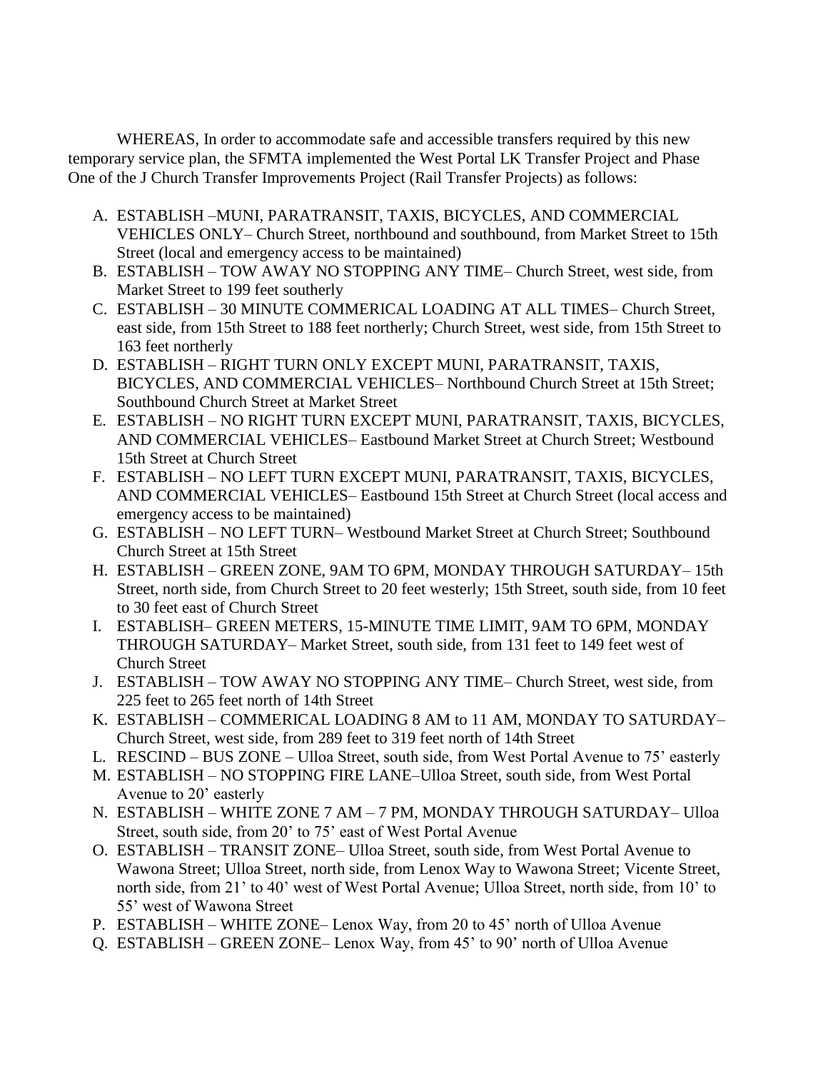WHEREAS, In order to accommodate safe and accessible transfers required by this new temporary service plan, the SFMTA implemented the West Portal LK Transfer Project and Phase One of the J Church Transfer Improvements Project (Rail Transfer Projects) as follows:

A. ESTABLISH –MUNI, PARATRANSIT, TAXIS, BICYCLES, AND COMMERCIAL VEHICLES ONLY– Church Street, northbound and southbound, from Market Street to 15th Street (local and emergency access to be maintained)
B. ESTABLISH – TOW AWAY NO STOPPING ANY TIME– Church Street, west side, from Market Street to 199 feet southerly
C. ESTABLISH – 30 MINUTE COMMERICAL LOADING AT ALL TIMES– Church Street, east side, from 15th Street to 188 feet northerly; Church Street, west side, from 15th Street to 163 feet northerly
D. ESTABLISH – RIGHT TURN ONLY EXCEPT MUNI, PARATRANSIT, TAXIS, BICYCLES, AND COMMERCIAL VEHICLES– Northbound Church Street at 15th Street; Southbound Church Street at Market Street
E. ESTABLISH – NO RIGHT TURN EXCEPT MUNI, PARATRANSIT, TAXIS, BICYCLES, AND COMMERCIAL VEHICLES– Eastbound Market Street at Church Street; Westbound 15th Street at Church Street
F. ESTABLISH – NO LEFT TURN EXCEPT MUNI, PARATRANSIT, TAXIS, BICYCLES, AND COMMERCIAL VEHICLES– Eastbound 15th Street at Church Street (local access and emergency access to be maintained)
G. ESTABLISH – NO LEFT TURN– Westbound Market Street at Church Street; Southbound Church Street at 15th Street
H. ESTABLISH – GREEN ZONE, 9AM TO 6PM, MONDAY THROUGH SATURDAY– 15th Street, north side, from Church Street to 20 feet westerly; 15th Street, south side, from 10 feet to 30 feet east of Church Street
I. ESTABLISH– GREEN METERS, 15-MINUTE TIME LIMIT, 9AM TO 6PM, MONDAY THROUGH SATURDAY– Market Street, south side, from 131 feet to 149 feet west of Church Street
J. ESTABLISH – TOW AWAY NO STOPPING ANY TIME– Church Street, west side, from 225 feet to 265 feet north of 14th Street
K. ESTABLISH – COMMERICAL LOADING 8 AM to 11 AM, MONDAY TO SATURDAY– Church Street, west side, from 289 feet to 319 feet north of 14th Street
L. RESCIND – BUS ZONE – Ulloa Street, south side, from West Portal Avenue to 75' easterly
M. ESTABLISH – NO STOPPING FIRE LANE–Ulloa Street, south side, from West Portal Avenue to 20' easterly
N. ESTABLISH – WHITE ZONE 7 AM – 7 PM, MONDAY THROUGH SATURDAY– Ulloa Street, south side, from 20' to 75' east of West Portal Avenue
O. ESTABLISH – TRANSIT ZONE– Ulloa Street, south side, from West Portal Avenue to Wawona Street; Ulloa Street, north side, from Lenox Way to Wawona Street; Vicente Street, north side, from 21' to 40' west of West Portal Avenue; Ulloa Street, north side, from 10' to 55' west of Wawona Street
P. ESTABLISH – WHITE ZONE– Lenox Way, from 20 to 45' north of Ulloa Avenue
Q. ESTABLISH – GREEN ZONE– Lenox Way, from 45' to 90' north of Ulloa Avenue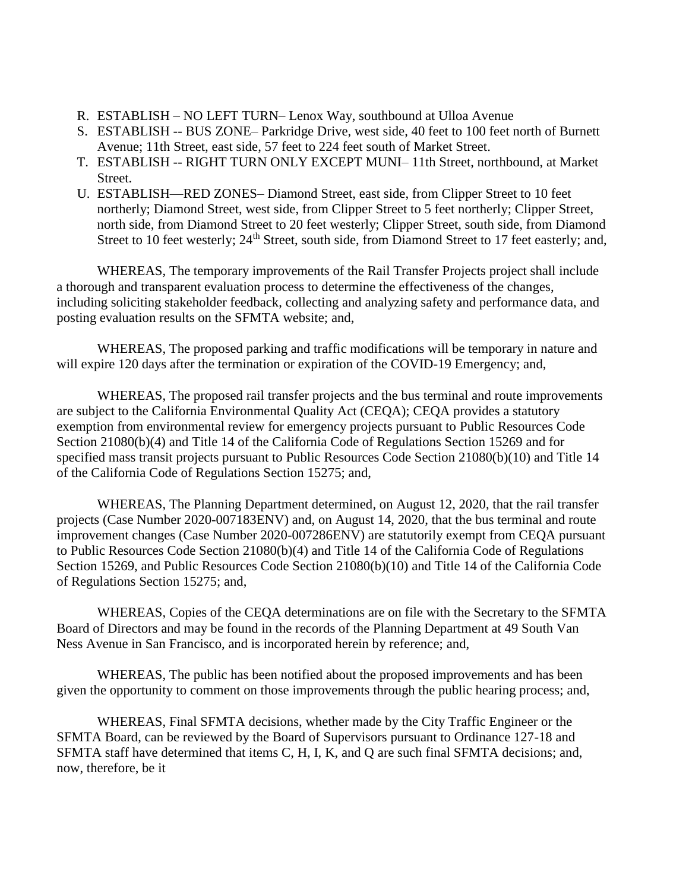R. ESTABLISH – NO LEFT TURN– Lenox Way, southbound at Ulloa Avenue
S. ESTABLISH -- BUS ZONE– Parkridge Drive, west side, 40 feet to 100 feet north of Burnett Avenue; 11th Street, east side, 57 feet to 224 feet south of Market Street.
T. ESTABLISH -- RIGHT TURN ONLY EXCEPT MUNI– 11th Street, northbound, at Market Street.
U. ESTABLISH—RED ZONES– Diamond Street, east side, from Clipper Street to 10 feet northerly; Diamond Street, west side, from Clipper Street to 5 feet northerly; Clipper Street, north side, from Diamond Street to 20 feet westerly; Clipper Street, south side, from Diamond Street to 10 feet westerly; 24th Street, south side, from Diamond Street to 17 feet easterly; and,

WHEREAS, The temporary improvements of the Rail Transfer Projects project shall include a thorough and transparent evaluation process to determine the effectiveness of the changes, including soliciting stakeholder feedback, collecting and analyzing safety and performance data, and posting evaluation results on the SFMTA website; and,

WHEREAS, The proposed parking and traffic modifications will be temporary in nature and will expire 120 days after the termination or expiration of the COVID-19 Emergency; and,

WHEREAS, The proposed rail transfer projects and the bus terminal and route improvements are subject to the California Environmental Quality Act (CEQA); CEQA provides a statutory exemption from environmental review for emergency projects pursuant to Public Resources Code Section 21080(b)(4) and Title 14 of the California Code of Regulations Section 15269 and for specified mass transit projects pursuant to Public Resources Code Section 21080(b)(10) and Title 14 of the California Code of Regulations Section 15275; and,

WHEREAS, The Planning Department determined, on August 12, 2020, that the rail transfer projects (Case Number 2020-007183ENV) and, on August 14, 2020, that the bus terminal and route improvement changes (Case Number 2020-007286ENV) are statutorily exempt from CEQA pursuant to Public Resources Code Section 21080(b)(4) and Title 14 of the California Code of Regulations Section 15269, and Public Resources Code Section 21080(b)(10) and Title 14 of the California Code of Regulations Section 15275; and,

WHEREAS, Copies of the CEQA determinations are on file with the Secretary to the SFMTA Board of Directors and may be found in the records of the Planning Department at 49 South Van Ness Avenue in San Francisco, and is incorporated herein by reference; and,

WHEREAS, The public has been notified about the proposed improvements and has been given the opportunity to comment on those improvements through the public hearing process; and,

WHEREAS, Final SFMTA decisions, whether made by the City Traffic Engineer or the SFMTA Board, can be reviewed by the Board of Supervisors pursuant to Ordinance 127-18 and SFMTA staff have determined that items C, H, I, K, and Q are such final SFMTA decisions; and, now, therefore, be it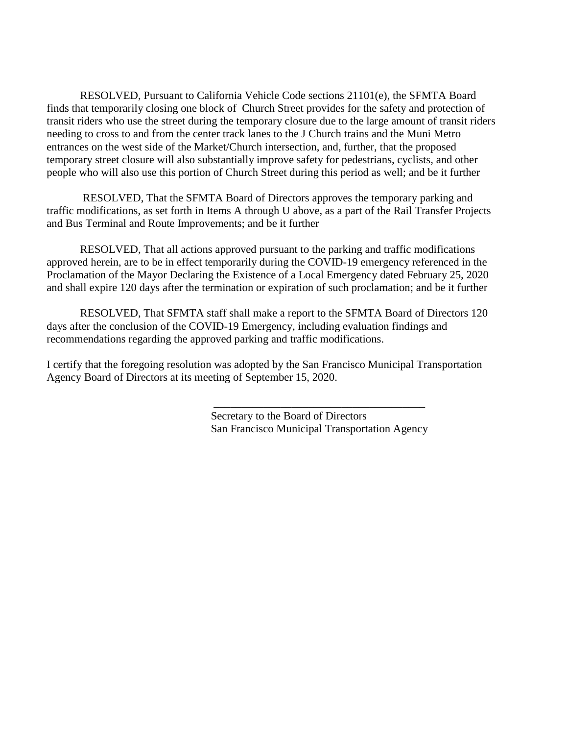RESOLVED, Pursuant to California Vehicle Code sections 21101(e), the SFMTA Board finds that temporarily closing one block of Church Street provides for the safety and protection of transit riders who use the street during the temporary closure due to the large amount of transit riders needing to cross to and from the center track lanes to the J Church trains and the Muni Metro entrances on the west side of the Market/Church intersection, and, further, that the proposed temporary street closure will also substantially improve safety for pedestrians, cyclists, and other people who will also use this portion of Church Street during this period as well; and be it further

RESOLVED, That the SFMTA Board of Directors approves the temporary parking and traffic modifications, as set forth in Items A through U above, as a part of the Rail Transfer Projects and Bus Terminal and Route Improvements; and be it further

RESOLVED, That all actions approved pursuant to the parking and traffic modifications approved herein, are to be in effect temporarily during the COVID-19 emergency referenced in the Proclamation of the Mayor Declaring the Existence of a Local Emergency dated February 25, 2020 and shall expire 120 days after the termination or expiration of such proclamation; and be it further

RESOLVED, That SFMTA staff shall make a report to the SFMTA Board of Directors 120 days after the conclusion of the COVID-19 Emergency, including evaluation findings and recommendations regarding the approved parking and traffic modifications.

I certify that the foregoing resolution was adopted by the San Francisco Municipal Transportation Agency Board of Directors at its meeting of September 15, 2020.

\_\_\_\_\_\_\_\_\_\_\_\_\_\_\_\_\_\_\_\_\_\_\_\_\_\_\_\_\_\_\_\_\_\_\_\_\_\_\_\_

Secretary to the Board of Directors
San Francisco Municipal Transportation Agency